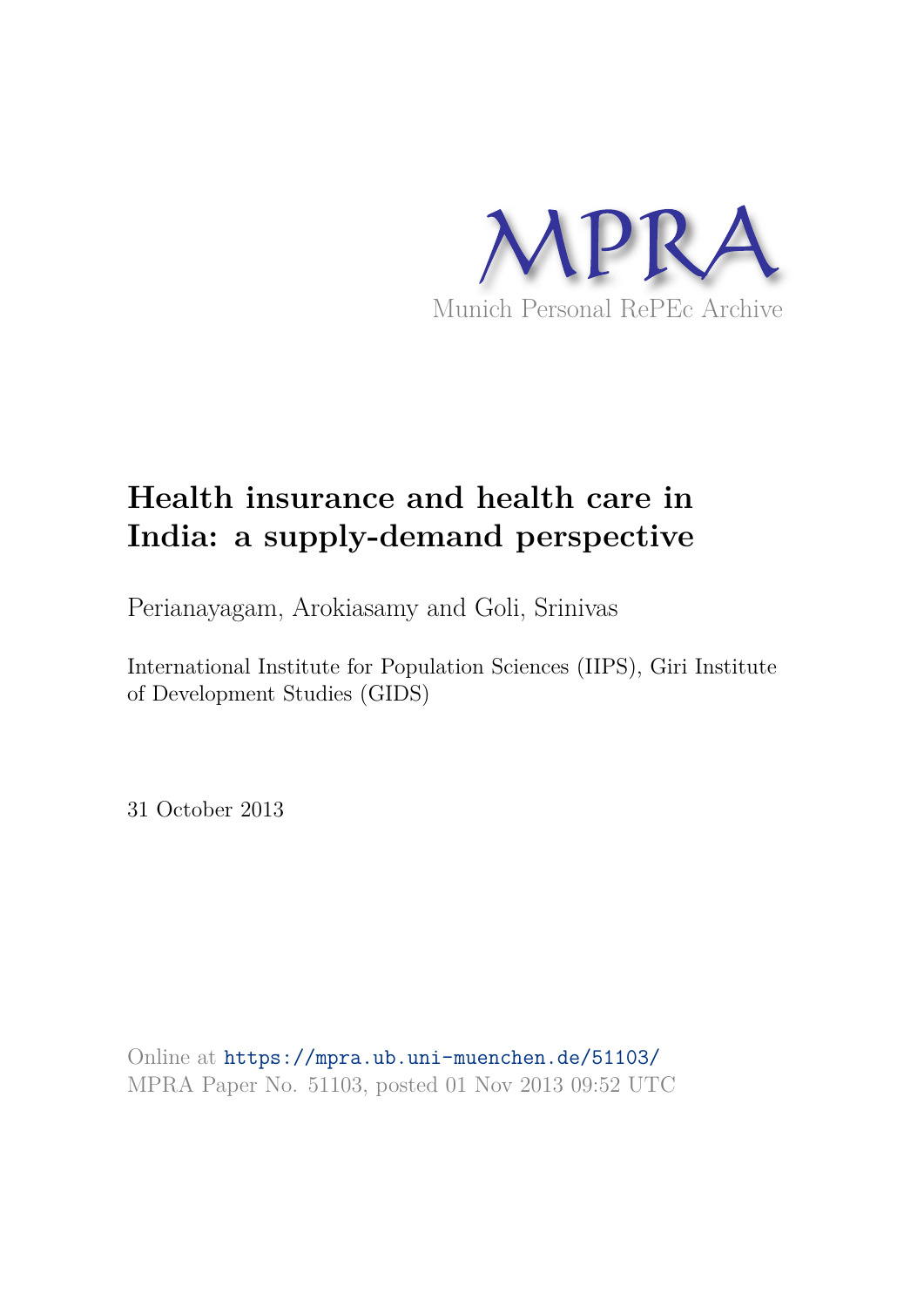MPRA

Munich Personal RePEc Archive

# Health insurance and health care in India: a supply-demand perspective

Perianayagam, Arokiasamy and Goli, Srinivas

International Institute for Population Sciences (IIPS), Giri Institute of Development Studies (GIDS)

31 October 2013

Online at https://mpra.ub.uni-muenchen.de/51103/
MPRA Paper No. 51103, posted 01 Nov 2013 09:52 UTC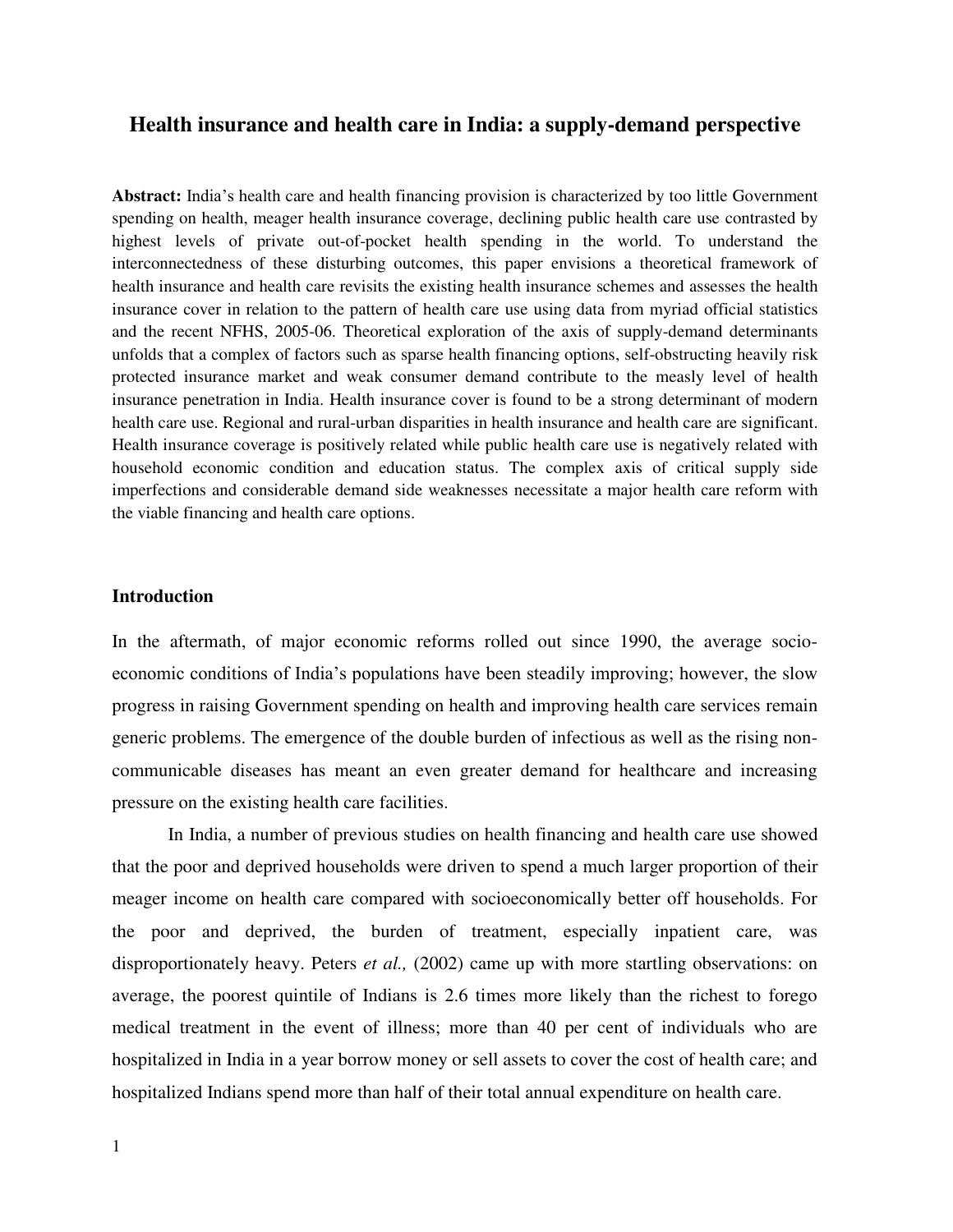# Health insurance and health care in India: a supply-demand perspective

**Abstract:** India's health care and health financing provision is characterized by too little Government spending on health, meager health insurance coverage, declining public health care use contrasted by highest levels of private out-of-pocket health spending in the world. To understand the interconnectedness of these disturbing outcomes, this paper envisions a theoretical framework of health insurance and health care revisits the existing health insurance schemes and assesses the health insurance cover in relation to the pattern of health care use using data from myriad official statistics and the recent NFHS, 2005-06. Theoretical exploration of the axis of supply-demand determinants unfolds that a complex of factors such as sparse health financing options, self-obstructing heavily risk protected insurance market and weak consumer demand contribute to the measly level of health insurance penetration in India. Health insurance cover is found to be a strong determinant of modern health care use. Regional and rural-urban disparities in health insurance and health care are significant. Health insurance coverage is positively related while public health care use is negatively related with household economic condition and education status. The complex axis of critical supply side imperfections and considerable demand side weaknesses necessitate a major health care reform with the viable financing and health care options.

## Introduction

In the aftermath, of major economic reforms rolled out since 1990, the average socio-economic conditions of India's populations have been steadily improving; however, the slow progress in raising Government spending on health and improving health care services remain generic problems. The emergence of the double burden of infectious as well as the rising non-communicable diseases has meant an even greater demand for healthcare and increasing pressure on the existing health care facilities.

In India, a number of previous studies on health financing and health care use showed that the poor and deprived households were driven to spend a much larger proportion of their meager income on health care compared with socioeconomically better off households. For the poor and deprived, the burden of treatment, especially inpatient care, was disproportionately heavy. Peters *et al.,* (2002) came up with more startling observations: on average, the poorest quintile of Indians is 2.6 times more likely than the richest to forego medical treatment in the event of illness; more than 40 per cent of individuals who are hospitalized in India in a year borrow money or sell assets to cover the cost of health care; and hospitalized Indians spend more than half of their total annual expenditure on health care.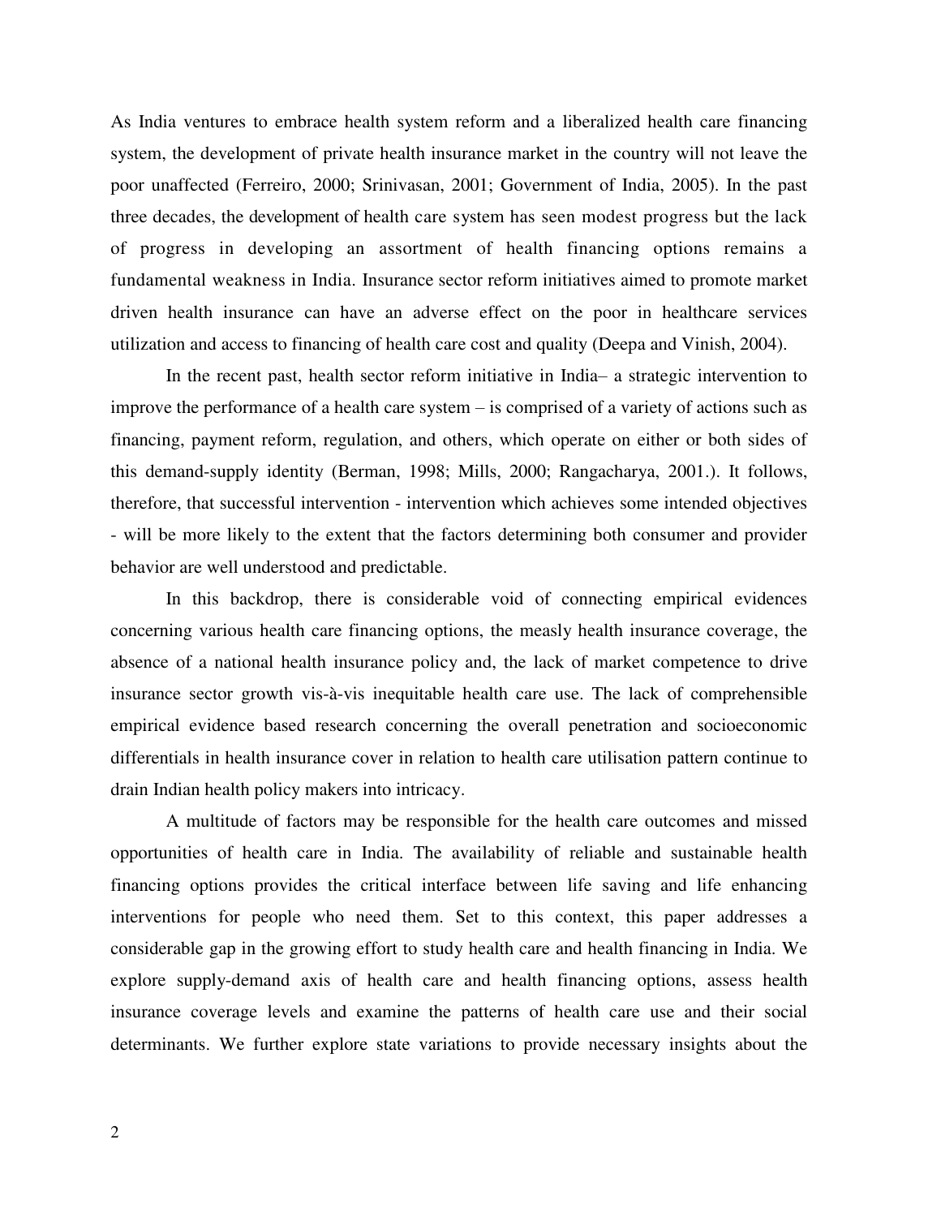As India ventures to embrace health system reform and a liberalized health care financing system, the development of private health insurance market in the country will not leave the poor unaffected (Ferreiro, 2000; Srinivasan, 2001; Government of India, 2005). In the past three decades, the development of health care system has seen modest progress but the lack of progress in developing an assortment of health financing options remains a fundamental weakness in India. Insurance sector reform initiatives aimed to promote market driven health insurance can have an adverse effect on the poor in healthcare services utilization and access to financing of health care cost and quality (Deepa and Vinish, 2004).

In the recent past, health sector reform initiative in India– a strategic intervention to improve the performance of a health care system – is comprised of a variety of actions such as financing, payment reform, regulation, and others, which operate on either or both sides of this demand-supply identity (Berman, 1998; Mills, 2000; Rangacharya, 2001.). It follows, therefore, that successful intervention - intervention which achieves some intended objectives - will be more likely to the extent that the factors determining both consumer and provider behavior are well understood and predictable.

In this backdrop, there is considerable void of connecting empirical evidences concerning various health care financing options, the measly health insurance coverage, the absence of a national health insurance policy and, the lack of market competence to drive insurance sector growth vis-à-vis inequitable health care use. The lack of comprehensible empirical evidence based research concerning the overall penetration and socioeconomic differentials in health insurance cover in relation to health care utilisation pattern continue to drain Indian health policy makers into intricacy.

A multitude of factors may be responsible for the health care outcomes and missed opportunities of health care in India. The availability of reliable and sustainable health financing options provides the critical interface between life saving and life enhancing interventions for people who need them. Set to this context, this paper addresses a considerable gap in the growing effort to study health care and health financing in India. We explore supply-demand axis of health care and health financing options, assess health insurance coverage levels and examine the patterns of health care use and their social determinants. We further explore state variations to provide necessary insights about the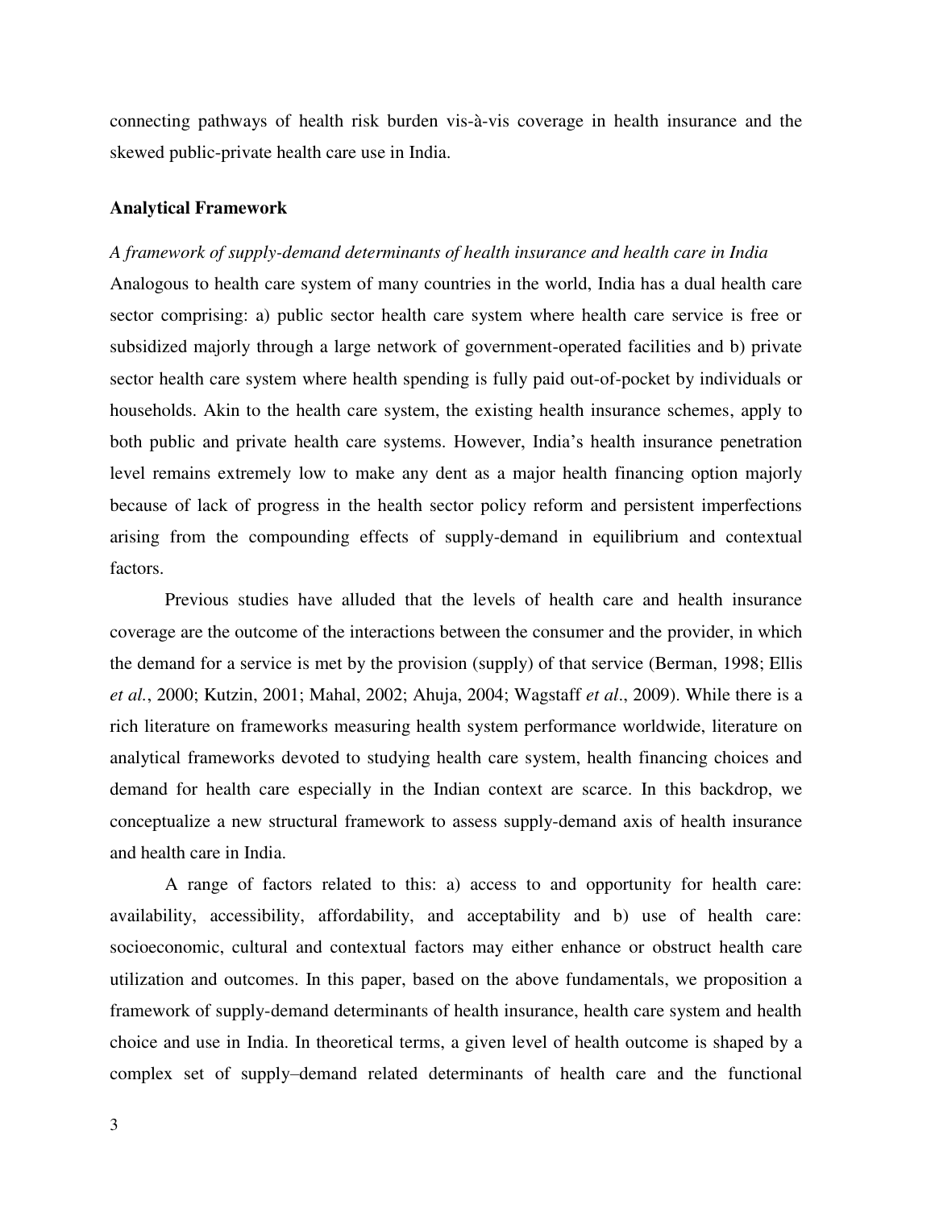connecting pathways of health risk burden vis-à-vis coverage in health insurance and the skewed public-private health care use in India.

## Analytical Framework

*A framework of supply-demand determinants of health insurance and health care in India*

Analogous to health care system of many countries in the world, India has a dual health care sector comprising: a) public sector health care system where health care service is free or subsidized majorly through a large network of government-operated facilities and b) private sector health care system where health spending is fully paid out-of-pocket by individuals or households. Akin to the health care system, the existing health insurance schemes, apply to both public and private health care systems. However, India's health insurance penetration level remains extremely low to make any dent as a major health financing option majorly because of lack of progress in the health sector policy reform and persistent imperfections arising from the compounding effects of supply-demand in equilibrium and contextual factors.

Previous studies have alluded that the levels of health care and health insurance coverage are the outcome of the interactions between the consumer and the provider, in which the demand for a service is met by the provision (supply) of that service (Berman, 1998; Ellis *et al.*, 2000; Kutzin, 2001; Mahal, 2002; Ahuja, 2004; Wagstaff *et al*., 2009). While there is a rich literature on frameworks measuring health system performance worldwide, literature on analytical frameworks devoted to studying health care system, health financing choices and demand for health care especially in the Indian context are scarce. In this backdrop, we conceptualize a new structural framework to assess supply-demand axis of health insurance and health care in India.

A range of factors related to this: a) access to and opportunity for health care: availability, accessibility, affordability, and acceptability and b) use of health care: socioeconomic, cultural and contextual factors may either enhance or obstruct health care utilization and outcomes. In this paper, based on the above fundamentals, we proposition a framework of supply-demand determinants of health insurance, health care system and health choice and use in India. In theoretical terms, a given level of health outcome is shaped by a complex set of supply–demand related determinants of health care and the functional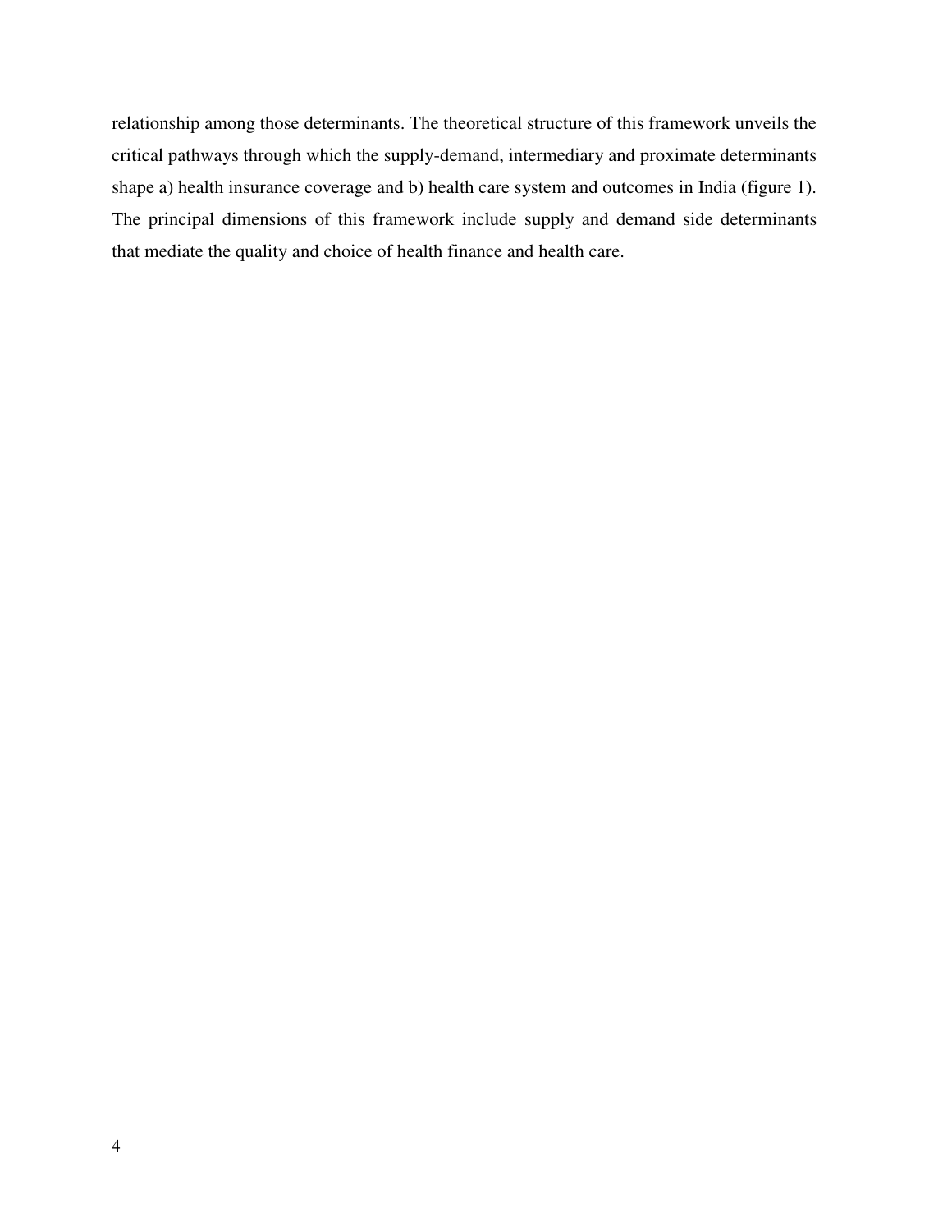relationship among those determinants. The theoretical structure of this framework unveils the critical pathways through which the supply-demand, intermediary and proximate determinants shape a) health insurance coverage and b) health care system and outcomes in India (figure 1). The principal dimensions of this framework include supply and demand side determinants that mediate the quality and choice of health finance and health care.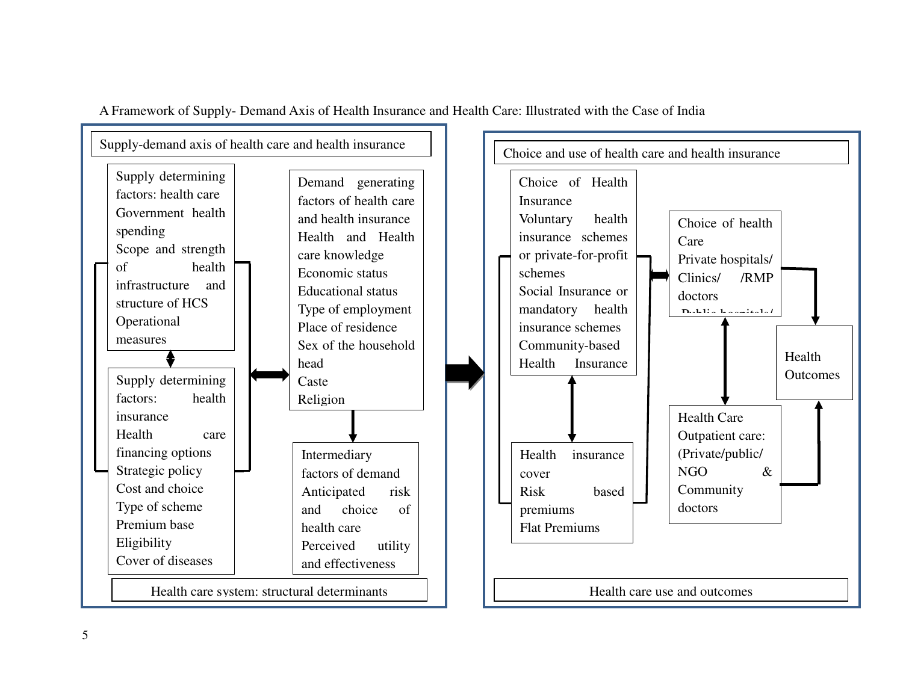A Framework of Supply- Demand Axis of Health Insurance and Health Care: Illustrated with the Case of India

**Supply-demand axis of health care and health insurance**

Supply determining factors: health care
- Government health spending
- Scope and strength of health infrastructure and structure of HCS
- Operational measures

Supply determining factors: health insurance
- Health care financing options
- Strategic policy
- Cost and choice
- Type of scheme
- Premium base
- Eligibility
- Cover of diseases

Demand generating factors of health care and health insurance
- Health and Health care knowledge
- Economic status
- Educational status
- Type of employment
- Place of residence
- Sex of the household head
- Caste
- Religion

Intermediary factors of demand
- Anticipated risk and choice of health care
- Perceived utility and effectiveness

Health care system: structural determinants

**Choice and use of health care and health insurance**

Choice of Health Insurance
- Voluntary health insurance schemes or private-for-profit schemes
- Social Insurance or mandatory health insurance schemes
- Community-based Health Insurance

Health insurance cover
- Risk based premiums
- Flat Premiums

Choice of health Care
- Private hospitals/ Clinics/ /RMP doctors
- Public hospitals/

Health Care
- Outpatient care: (Private/public/ NGO & Community doctors

Health Outcomes

Health care use and outcomes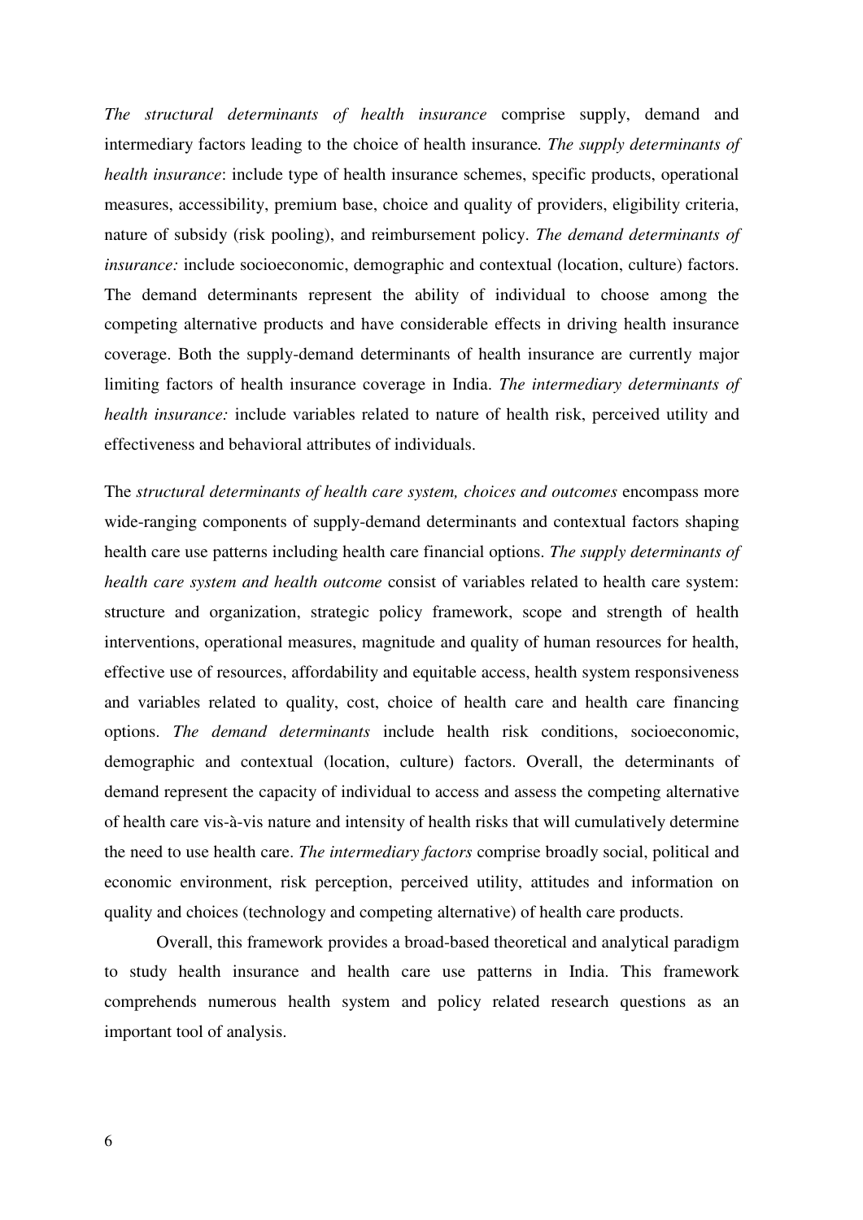*The structural determinants of health insurance* comprise supply, demand and intermediary factors leading to the choice of health insurance. *The supply determinants of health insurance*: include type of health insurance schemes, specific products, operational measures, accessibility, premium base, choice and quality of providers, eligibility criteria, nature of subsidy (risk pooling), and reimbursement policy. *The demand determinants of insurance:* include socioeconomic, demographic and contextual (location, culture) factors. The demand determinants represent the ability of individual to choose among the competing alternative products and have considerable effects in driving health insurance coverage. Both the supply-demand determinants of health insurance are currently major limiting factors of health insurance coverage in India. *The intermediary determinants of health insurance:* include variables related to nature of health risk, perceived utility and effectiveness and behavioral attributes of individuals.

The *structural determinants of health care system, choices and outcomes* encompass more wide-ranging components of supply-demand determinants and contextual factors shaping health care use patterns including health care financial options. *The supply determinants of health care system and health outcome* consist of variables related to health care system: structure and organization, strategic policy framework, scope and strength of health interventions, operational measures, magnitude and quality of human resources for health, effective use of resources, affordability and equitable access, health system responsiveness and variables related to quality, cost, choice of health care and health care financing options. *The demand determinants* include health risk conditions, socioeconomic, demographic and contextual (location, culture) factors. Overall, the determinants of demand represent the capacity of individual to access and assess the competing alternative of health care vis-à-vis nature and intensity of health risks that will cumulatively determine the need to use health care. *The intermediary factors* comprise broadly social, political and economic environment, risk perception, perceived utility, attitudes and information on quality and choices (technology and competing alternative) of health care products.

Overall, this framework provides a broad-based theoretical and analytical paradigm to study health insurance and health care use patterns in India. This framework comprehends numerous health system and policy related research questions as an important tool of analysis.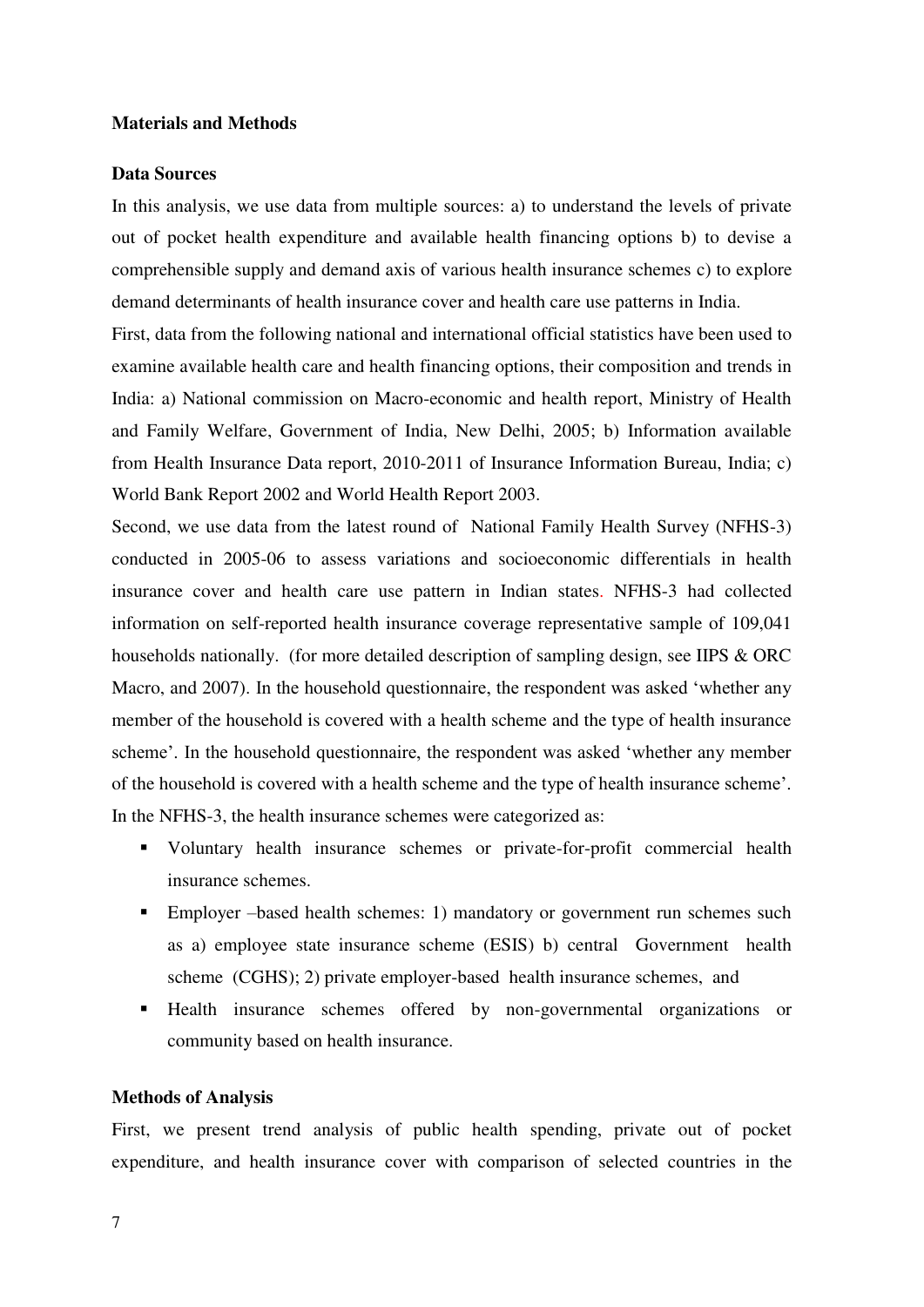**Materials and Methods**

**Data Sources**

In this analysis, we use data from multiple sources: a) to understand the levels of private out of pocket health expenditure and available health financing options b) to devise a comprehensible supply and demand axis of various health insurance schemes c) to explore demand determinants of health insurance cover and health care use patterns in India.

First, data from the following national and international official statistics have been used to examine available health care and health financing options, their composition and trends in India: a) National commission on Macro-economic and health report, Ministry of Health and Family Welfare, Government of India, New Delhi, 2005; b) Information available from Health Insurance Data report, 2010-2011 of Insurance Information Bureau, India; c) World Bank Report 2002 and World Health Report 2003.

Second, we use data from the latest round of National Family Health Survey (NFHS-3) conducted in 2005-06 to assess variations and socioeconomic differentials in health insurance cover and health care use pattern in Indian states. NFHS-3 had collected information on self-reported health insurance coverage representative sample of 109,041 households nationally. (for more detailed description of sampling design, see IIPS & ORC Macro, and 2007). In the household questionnaire, the respondent was asked 'whether any member of the household is covered with a health scheme and the type of health insurance scheme'. In the household questionnaire, the respondent was asked 'whether any member of the household is covered with a health scheme and the type of health insurance scheme'. In the NFHS-3, the health insurance schemes were categorized as:

- Voluntary health insurance schemes or private-for-profit commercial health insurance schemes.
- Employer –based health schemes: 1) mandatory or government run schemes such as a) employee state insurance scheme (ESIS) b) central Government health scheme (CGHS); 2) private employer-based health insurance schemes, and
- Health insurance schemes offered by non-governmental organizations or community based on health insurance.

**Methods of Analysis**

First, we present trend analysis of public health spending, private out of pocket expenditure, and health insurance cover with comparison of selected countries in the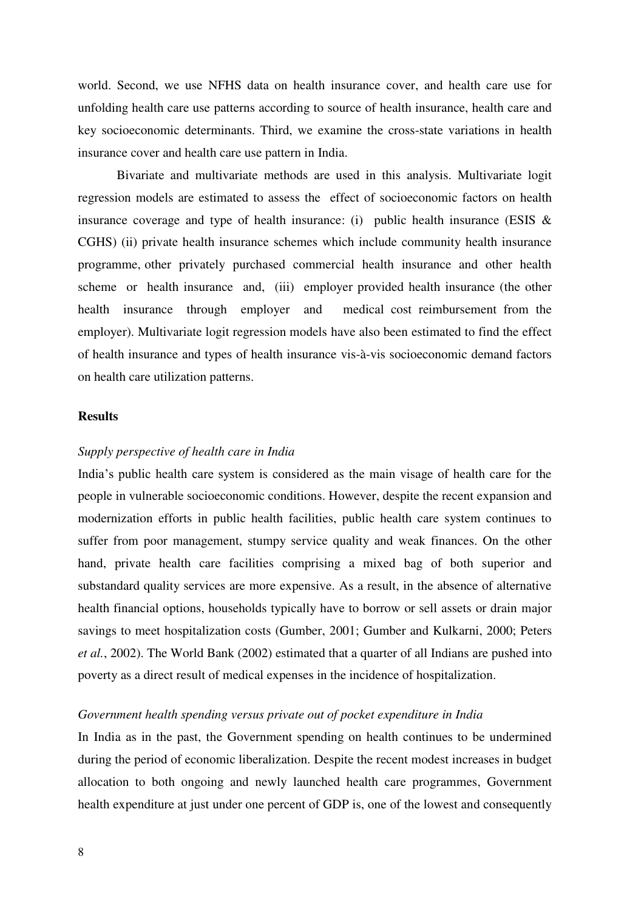world. Second, we use NFHS data on health insurance cover, and health care use for unfolding health care use patterns according to source of health insurance, health care and key socioeconomic determinants. Third, we examine the cross-state variations in health insurance cover and health care use pattern in India.

Bivariate and multivariate methods are used in this analysis. Multivariate logit regression models are estimated to assess the effect of socioeconomic factors on health insurance coverage and type of health insurance: (i) public health insurance (ESIS & CGHS) (ii) private health insurance schemes which include community health insurance programme, other privately purchased commercial health insurance and other health scheme or health insurance and, (iii) employer provided health insurance (the other health insurance through employer and medical cost reimbursement from the employer). Multivariate logit regression models have also been estimated to find the effect of health insurance and types of health insurance vis-à-vis socioeconomic demand factors on health care utilization patterns.

## Results

*Supply perspective of health care in India*

India's public health care system is considered as the main visage of health care for the people in vulnerable socioeconomic conditions. However, despite the recent expansion and modernization efforts in public health facilities, public health care system continues to suffer from poor management, stumpy service quality and weak finances. On the other hand, private health care facilities comprising a mixed bag of both superior and substandard quality services are more expensive. As a result, in the absence of alternative health financial options, households typically have to borrow or sell assets or drain major savings to meet hospitalization costs (Gumber, 2001; Gumber and Kulkarni, 2000; Peters *et al.*, 2002). The World Bank (2002) estimated that a quarter of all Indians are pushed into poverty as a direct result of medical expenses in the incidence of hospitalization.

*Government health spending versus private out of pocket expenditure in India*

In India as in the past, the Government spending on health continues to be undermined during the period of economic liberalization. Despite the recent modest increases in budget allocation to both ongoing and newly launched health care programmes, Government health expenditure at just under one percent of GDP is, one of the lowest and consequently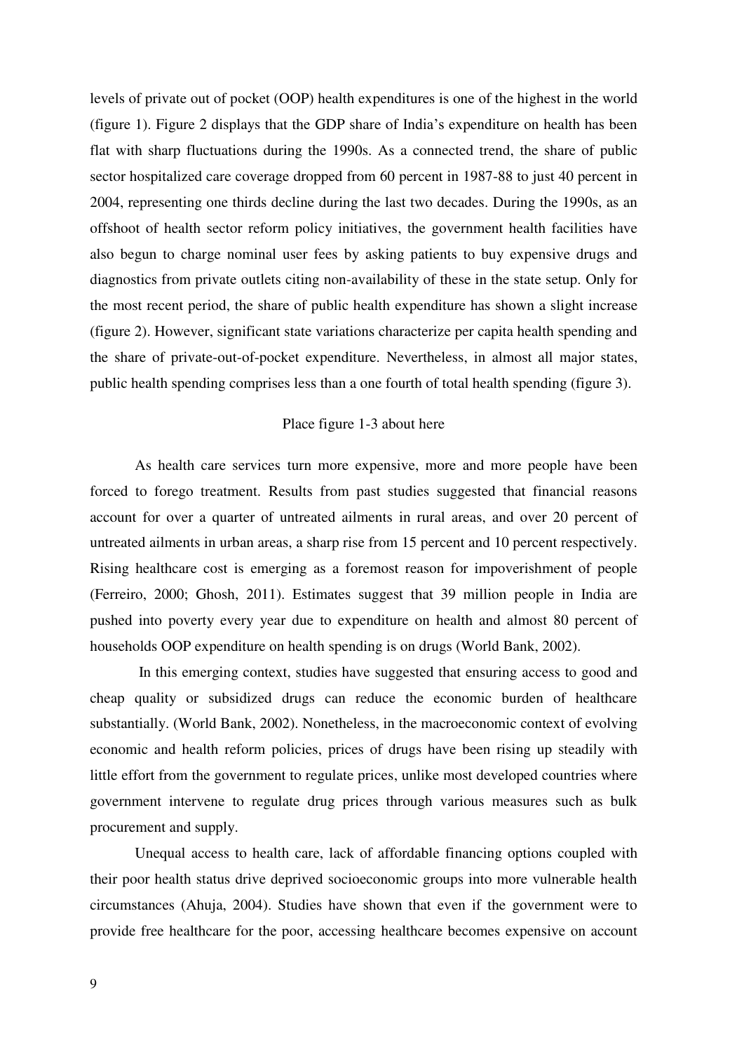levels of private out of pocket (OOP) health expenditures is one of the highest in the world (figure 1). Figure 2 displays that the GDP share of India's expenditure on health has been flat with sharp fluctuations during the 1990s. As a connected trend, the share of public sector hospitalized care coverage dropped from 60 percent in 1987-88 to just 40 percent in 2004, representing one thirds decline during the last two decades. During the 1990s, as an offshoot of health sector reform policy initiatives, the government health facilities have also begun to charge nominal user fees by asking patients to buy expensive drugs and diagnostics from private outlets citing non-availability of these in the state setup. Only for the most recent period, the share of public health expenditure has shown a slight increase (figure 2). However, significant state variations characterize per capita health spending and the share of private-out-of-pocket expenditure. Nevertheless, in almost all major states, public health spending comprises less than a one fourth of total health spending (figure 3).

Place figure 1-3 about here

As health care services turn more expensive, more and more people have been forced to forego treatment. Results from past studies suggested that financial reasons account for over a quarter of untreated ailments in rural areas, and over 20 percent of untreated ailments in urban areas, a sharp rise from 15 percent and 10 percent respectively. Rising healthcare cost is emerging as a foremost reason for impoverishment of people (Ferreiro, 2000; Ghosh, 2011). Estimates suggest that 39 million people in India are pushed into poverty every year due to expenditure on health and almost 80 percent of households OOP expenditure on health spending is on drugs (World Bank, 2002).

In this emerging context, studies have suggested that ensuring access to good and cheap quality or subsidized drugs can reduce the economic burden of healthcare substantially. (World Bank, 2002). Nonetheless, in the macroeconomic context of evolving economic and health reform policies, prices of drugs have been rising up steadily with little effort from the government to regulate prices, unlike most developed countries where government intervene to regulate drug prices through various measures such as bulk procurement and supply.

Unequal access to health care, lack of affordable financing options coupled with their poor health status drive deprived socioeconomic groups into more vulnerable health circumstances (Ahuja, 2004). Studies have shown that even if the government were to provide free healthcare for the poor, accessing healthcare becomes expensive on account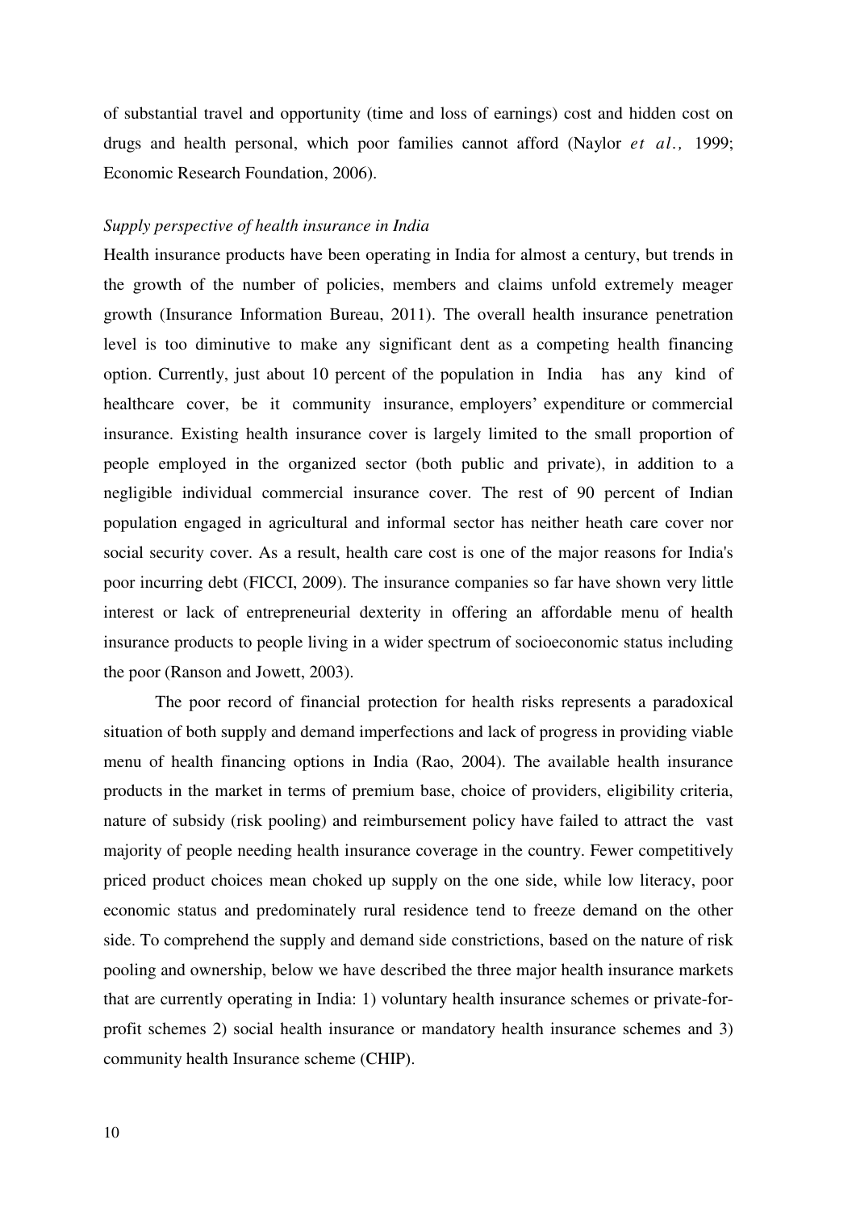of substantial travel and opportunity (time and loss of earnings) cost and hidden cost on drugs and health personal, which poor families cannot afford (Naylor *et al.,* 1999; Economic Research Foundation, 2006).

*Supply perspective of health insurance in India*

Health insurance products have been operating in India for almost a century, but trends in the growth of the number of policies, members and claims unfold extremely meager growth (Insurance Information Bureau, 2011). The overall health insurance penetration level is too diminutive to make any significant dent as a competing health financing option. Currently, just about 10 percent of the population in India has any kind of healthcare cover, be it community insurance, employers' expenditure or commercial insurance. Existing health insurance cover is largely limited to the small proportion of people employed in the organized sector (both public and private), in addition to a negligible individual commercial insurance cover. The rest of 90 percent of Indian population engaged in agricultural and informal sector has neither heath care cover nor social security cover. As a result, health care cost is one of the major reasons for India's poor incurring debt (FICCI, 2009). The insurance companies so far have shown very little interest or lack of entrepreneurial dexterity in offering an affordable menu of health insurance products to people living in a wider spectrum of socioeconomic status including the poor (Ranson and Jowett, 2003).

The poor record of financial protection for health risks represents a paradoxical situation of both supply and demand imperfections and lack of progress in providing viable menu of health financing options in India (Rao, 2004). The available health insurance products in the market in terms of premium base, choice of providers, eligibility criteria, nature of subsidy (risk pooling) and reimbursement policy have failed to attract the vast majority of people needing health insurance coverage in the country. Fewer competitively priced product choices mean choked up supply on the one side, while low literacy, poor economic status and predominately rural residence tend to freeze demand on the other side. To comprehend the supply and demand side constrictions, based on the nature of risk pooling and ownership, below we have described the three major health insurance markets that are currently operating in India: 1) voluntary health insurance schemes or private-for-profit schemes 2) social health insurance or mandatory health insurance schemes and 3) community health Insurance scheme (CHIP).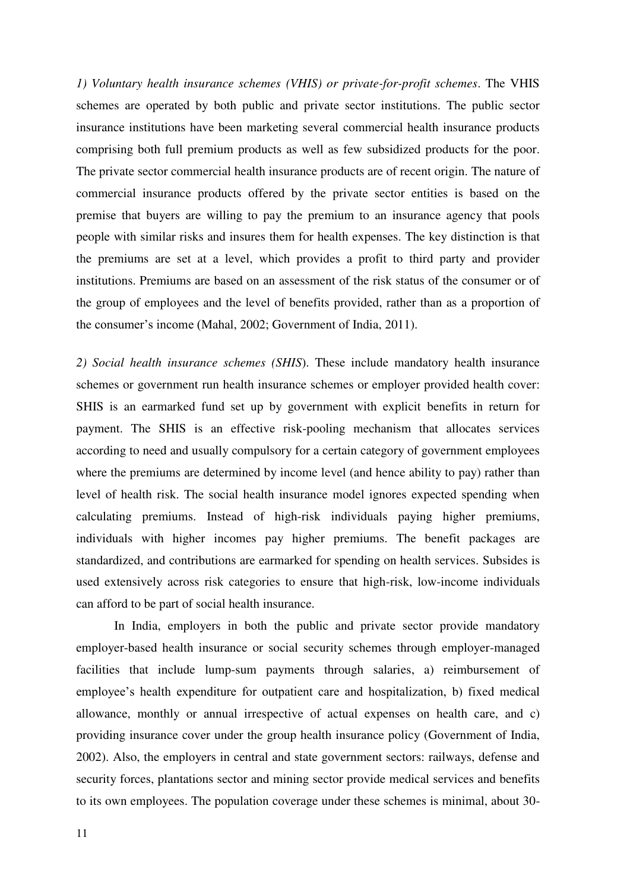*1) Voluntary health insurance schemes (VHIS) or private-for-profit schemes*. The VHIS schemes are operated by both public and private sector institutions. The public sector insurance institutions have been marketing several commercial health insurance products comprising both full premium products as well as few subsidized products for the poor. The private sector commercial health insurance products are of recent origin. The nature of commercial insurance products offered by the private sector entities is based on the premise that buyers are willing to pay the premium to an insurance agency that pools people with similar risks and insures them for health expenses. The key distinction is that the premiums are set at a level, which provides a profit to third party and provider institutions. Premiums are based on an assessment of the risk status of the consumer or of the group of employees and the level of benefits provided, rather than as a proportion of the consumer's income (Mahal, 2002; Government of India, 2011).

*2) Social health insurance schemes (SHIS)*. These include mandatory health insurance schemes or government run health insurance schemes or employer provided health cover: SHIS is an earmarked fund set up by government with explicit benefits in return for payment. The SHIS is an effective risk-pooling mechanism that allocates services according to need and usually compulsory for a certain category of government employees where the premiums are determined by income level (and hence ability to pay) rather than level of health risk. The social health insurance model ignores expected spending when calculating premiums. Instead of high-risk individuals paying higher premiums, individuals with higher incomes pay higher premiums. The benefit packages are standardized, and contributions are earmarked for spending on health services. Subsides is used extensively across risk categories to ensure that high-risk, low-income individuals can afford to be part of social health insurance.

In India, employers in both the public and private sector provide mandatory employer-based health insurance or social security schemes through employer-managed facilities that include lump-sum payments through salaries, a) reimbursement of employee's health expenditure for outpatient care and hospitalization, b) fixed medical allowance, monthly or annual irrespective of actual expenses on health care, and c) providing insurance cover under the group health insurance policy (Government of India, 2002). Also, the employers in central and state government sectors: railways, defense and security forces, plantations sector and mining sector provide medical services and benefits to its own employees. The population coverage under these schemes is minimal, about 30-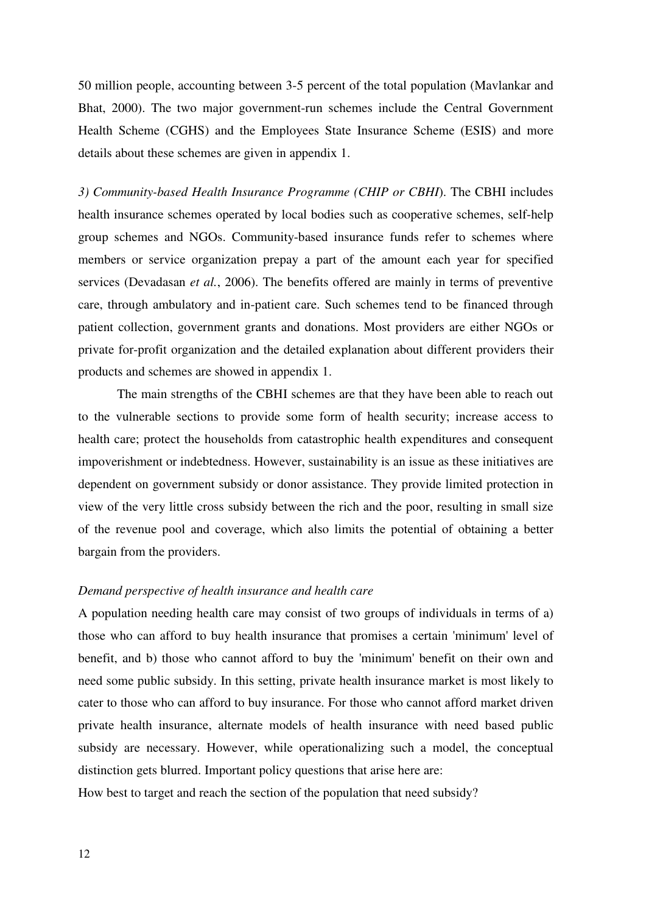50 million people, accounting between 3-5 percent of the total population (Mavlankar and Bhat, 2000). The two major government-run schemes include the Central Government Health Scheme (CGHS) and the Employees State Insurance Scheme (ESIS) and more details about these schemes are given in appendix 1.

*3) Community-based Health Insurance Programme (CHIP or CBHI*). The CBHI includes health insurance schemes operated by local bodies such as cooperative schemes, self-help group schemes and NGOs. Community-based insurance funds refer to schemes where members or service organization prepay a part of the amount each year for specified services (Devadasan *et al.*, 2006). The benefits offered are mainly in terms of preventive care, through ambulatory and in-patient care. Such schemes tend to be financed through patient collection, government grants and donations. Most providers are either NGOs or private for-profit organization and the detailed explanation about different providers their products and schemes are showed in appendix 1.

The main strengths of the CBHI schemes are that they have been able to reach out to the vulnerable sections to provide some form of health security; increase access to health care; protect the households from catastrophic health expenditures and consequent impoverishment or indebtedness. However, sustainability is an issue as these initiatives are dependent on government subsidy or donor assistance. They provide limited protection in view of the very little cross subsidy between the rich and the poor, resulting in small size of the revenue pool and coverage, which also limits the potential of obtaining a better bargain from the providers.

*Demand perspective of health insurance and health care*

A population needing health care may consist of two groups of individuals in terms of a) those who can afford to buy health insurance that promises a certain 'minimum' level of benefit, and b) those who cannot afford to buy the 'minimum' benefit on their own and need some public subsidy. In this setting, private health insurance market is most likely to cater to those who can afford to buy insurance. For those who cannot afford market driven private health insurance, alternate models of health insurance with need based public subsidy are necessary. However, while operationalizing such a model, the conceptual distinction gets blurred. Important policy questions that arise here are:

How best to target and reach the section of the population that need subsidy?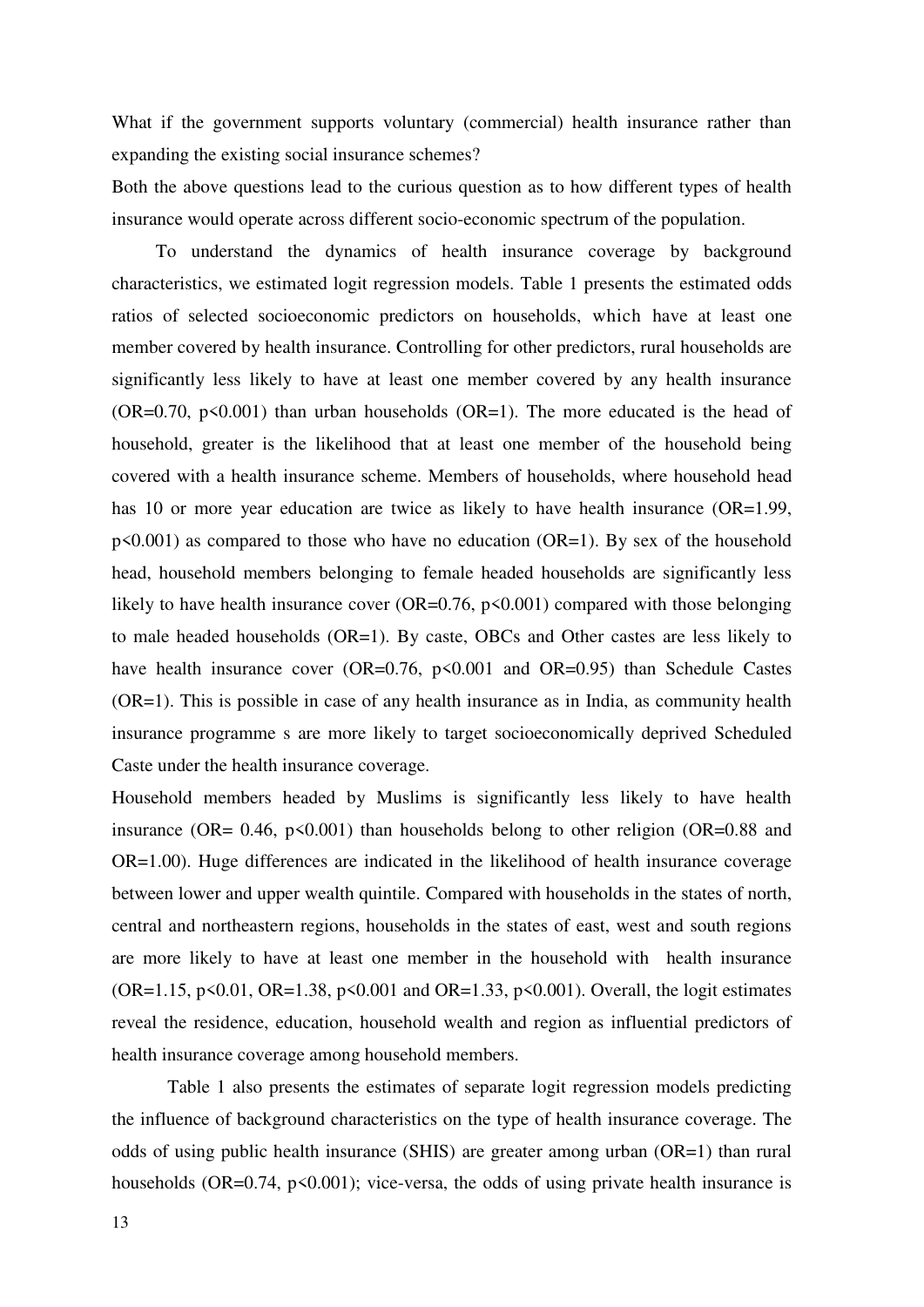What if the government supports voluntary (commercial) health insurance rather than expanding the existing social insurance schemes?

Both the above questions lead to the curious question as to how different types of health insurance would operate across different socio-economic spectrum of the population.

To understand the dynamics of health insurance coverage by background characteristics, we estimated logit regression models. Table 1 presents the estimated odds ratios of selected socioeconomic predictors on households, which have at least one member covered by health insurance. Controlling for other predictors, rural households are significantly less likely to have at least one member covered by any health insurance (OR=0.70, $p<0.001$) than urban households (OR=1). The more educated is the head of household, greater is the likelihood that at least one member of the household being covered with a health insurance scheme. Members of households, where household head has 10 or more year education are twice as likely to have health insurance (OR=1.99, $p<0.001$) as compared to those who have no education (OR=1). By sex of the household head, household members belonging to female headed households are significantly less likely to have health insurance cover (OR=0.76, $p<0.001$) compared with those belonging to male headed households (OR=1). By caste, OBCs and Other castes are less likely to have health insurance cover (OR=0.76, $p<0.001$ and OR=0.95) than Schedule Castes (OR=1). This is possible in case of any health insurance as in India, as community health insurance programme s are more likely to target socioeconomically deprived Scheduled Caste under the health insurance coverage.

Household members headed by Muslims is significantly less likely to have health insurance (OR= 0.46, $p<0.001$) than households belong to other religion (OR=0.88 and OR=1.00). Huge differences are indicated in the likelihood of health insurance coverage between lower and upper wealth quintile. Compared with households in the states of north, central and northeastern regions, households in the states of east, west and south regions are more likely to have at least one member in the household with health insurance (OR=1.15, $p<0.01$, OR=1.38, $p<0.001$ and OR=1.33, $p<0.001$). Overall, the logit estimates reveal the residence, education, household wealth and region as influential predictors of health insurance coverage among household members.

Table 1 also presents the estimates of separate logit regression models predicting the influence of background characteristics on the type of health insurance coverage. The odds of using public health insurance (SHIS) are greater among urban (OR=1) than rural households (OR=0.74, $p<0.001$); vice-versa, the odds of using private health insurance is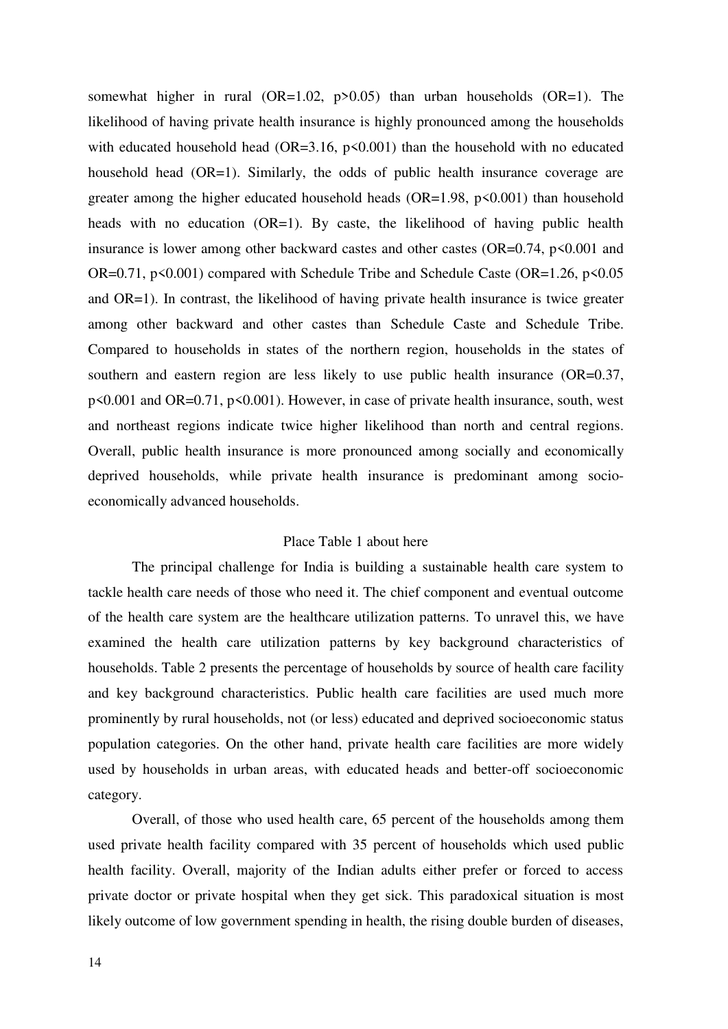somewhat higher in rural (OR=1.02, $p>0.05$) than urban households (OR=1). The likelihood of having private health insurance is highly pronounced among the households with educated household head (OR=3.16, $p<0.001$) than the household with no educated household head (OR=1). Similarly, the odds of public health insurance coverage are greater among the higher educated household heads (OR=1.98, $p<0.001$) than household heads with no education (OR=1). By caste, the likelihood of having public health insurance is lower among other backward castes and other castes (OR=0.74, $p<0.001$ and OR=0.71, $p<0.001$) compared with Schedule Tribe and Schedule Caste (OR=1.26, $p<0.05$ and OR=1). In contrast, the likelihood of having private health insurance is twice greater among other backward and other castes than Schedule Caste and Schedule Tribe. Compared to households in states of the northern region, households in the states of southern and eastern region are less likely to use public health insurance (OR=0.37, $p<0.001$ and OR=0.71, $p<0.001$). However, in case of private health insurance, south, west and northeast regions indicate twice higher likelihood than north and central regions. Overall, public health insurance is more pronounced among socially and economically deprived households, while private health insurance is predominant among socio-economically advanced households.

Place Table 1 about here

The principal challenge for India is building a sustainable health care system to tackle health care needs of those who need it. The chief component and eventual outcome of the health care system are the healthcare utilization patterns. To unravel this, we have examined the health care utilization patterns by key background characteristics of households. Table 2 presents the percentage of households by source of health care facility and key background characteristics. Public health care facilities are used much more prominently by rural households, not (or less) educated and deprived socioeconomic status population categories. On the other hand, private health care facilities are more widely used by households in urban areas, with educated heads and better-off socioeconomic category.

Overall, of those who used health care, 65 percent of the households among them used private health facility compared with 35 percent of households which used public health facility. Overall, majority of the Indian adults either prefer or forced to access private doctor or private hospital when they get sick. This paradoxical situation is most likely outcome of low government spending in health, the rising double burden of diseases,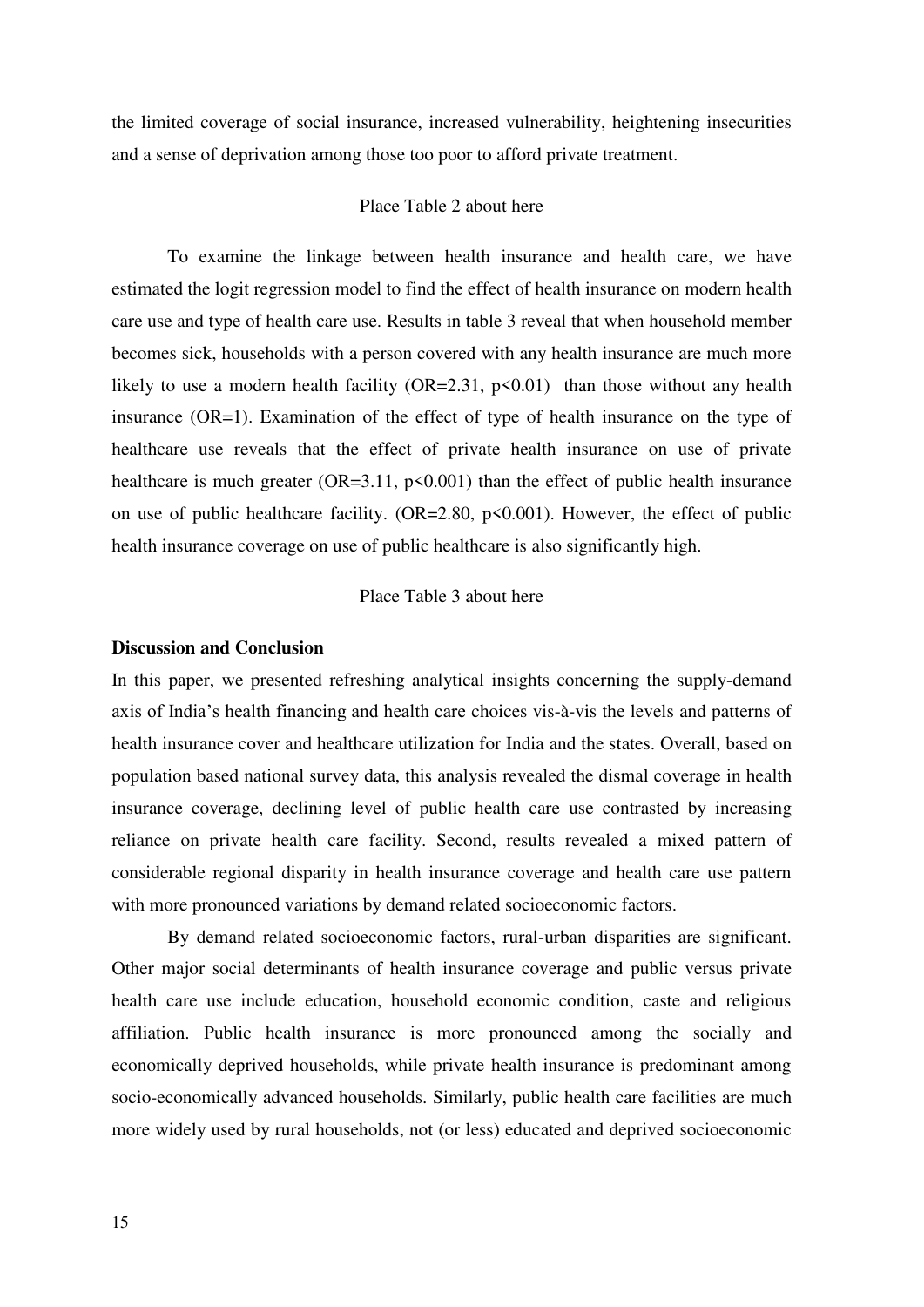the limited coverage of social insurance, increased vulnerability, heightening insecurities and a sense of deprivation among those too poor to afford private treatment.

Place Table 2 about here

To examine the linkage between health insurance and health care, we have estimated the logit regression model to find the effect of health insurance on modern health care use and type of health care use. Results in table 3 reveal that when household member becomes sick, households with a person covered with any health insurance are much more likely to use a modern health facility (OR=2.31, $p<0.01$) than those without any health insurance (OR=1). Examination of the effect of type of health insurance on the type of healthcare use reveals that the effect of private health insurance on use of private healthcare is much greater (OR=3.11, $p<0.001$) than the effect of public health insurance on use of public healthcare facility. (OR=2.80, $p<0.001$). However, the effect of public health insurance coverage on use of public healthcare is also significantly high.

Place Table 3 about here

**Discussion and Conclusion**

In this paper, we presented refreshing analytical insights concerning the supply-demand axis of India's health financing and health care choices vis-à-vis the levels and patterns of health insurance cover and healthcare utilization for India and the states. Overall, based on population based national survey data, this analysis revealed the dismal coverage in health insurance coverage, declining level of public health care use contrasted by increasing reliance on private health care facility. Second, results revealed a mixed pattern of considerable regional disparity in health insurance coverage and health care use pattern with more pronounced variations by demand related socioeconomic factors.

By demand related socioeconomic factors, rural-urban disparities are significant. Other major social determinants of health insurance coverage and public versus private health care use include education, household economic condition, caste and religious affiliation. Public health insurance is more pronounced among the socially and economically deprived households, while private health insurance is predominant among socio-economically advanced households. Similarly, public health care facilities are much more widely used by rural households, not (or less) educated and deprived socioeconomic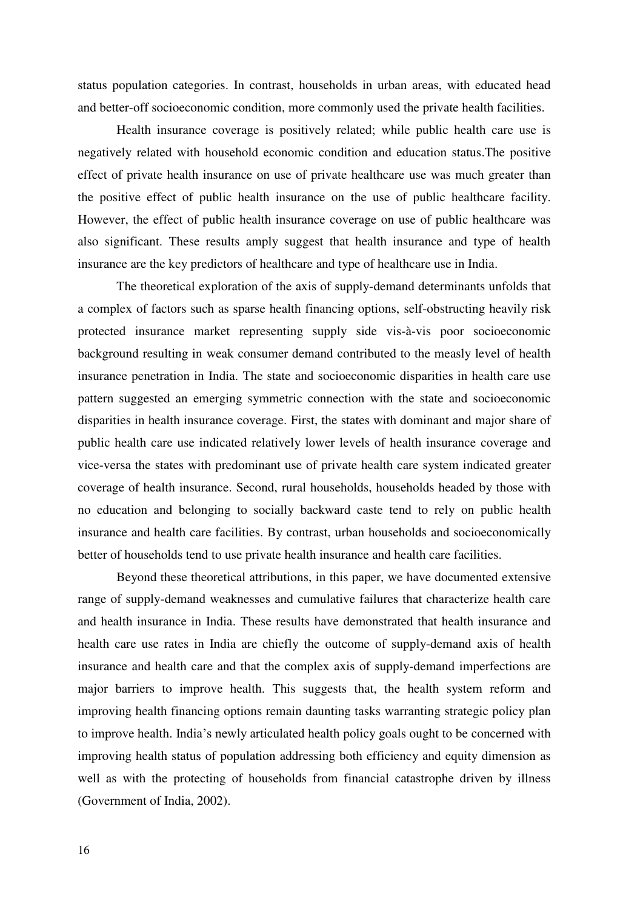status population categories. In contrast, households in urban areas, with educated head and better-off socioeconomic condition, more commonly used the private health facilities.

Health insurance coverage is positively related; while public health care use is negatively related with household economic condition and education status.The positive effect of private health insurance on use of private healthcare use was much greater than the positive effect of public health insurance on the use of public healthcare facility. However, the effect of public health insurance coverage on use of public healthcare was also significant. These results amply suggest that health insurance and type of health insurance are the key predictors of healthcare and type of healthcare use in India.

The theoretical exploration of the axis of supply-demand determinants unfolds that a complex of factors such as sparse health financing options, self-obstructing heavily risk protected insurance market representing supply side vis-à-vis poor socioeconomic background resulting in weak consumer demand contributed to the measly level of health insurance penetration in India. The state and socioeconomic disparities in health care use pattern suggested an emerging symmetric connection with the state and socioeconomic disparities in health insurance coverage. First, the states with dominant and major share of public health care use indicated relatively lower levels of health insurance coverage and vice-versa the states with predominant use of private health care system indicated greater coverage of health insurance. Second, rural households, households headed by those with no education and belonging to socially backward caste tend to rely on public health insurance and health care facilities. By contrast, urban households and socioeconomically better of households tend to use private health insurance and health care facilities.

Beyond these theoretical attributions, in this paper, we have documented extensive range of supply-demand weaknesses and cumulative failures that characterize health care and health insurance in India. These results have demonstrated that health insurance and health care use rates in India are chiefly the outcome of supply-demand axis of health insurance and health care and that the complex axis of supply-demand imperfections are major barriers to improve health. This suggests that, the health system reform and improving health financing options remain daunting tasks warranting strategic policy plan to improve health. India's newly articulated health policy goals ought to be concerned with improving health status of population addressing both efficiency and equity dimension as well as with the protecting of households from financial catastrophe driven by illness (Government of India, 2002).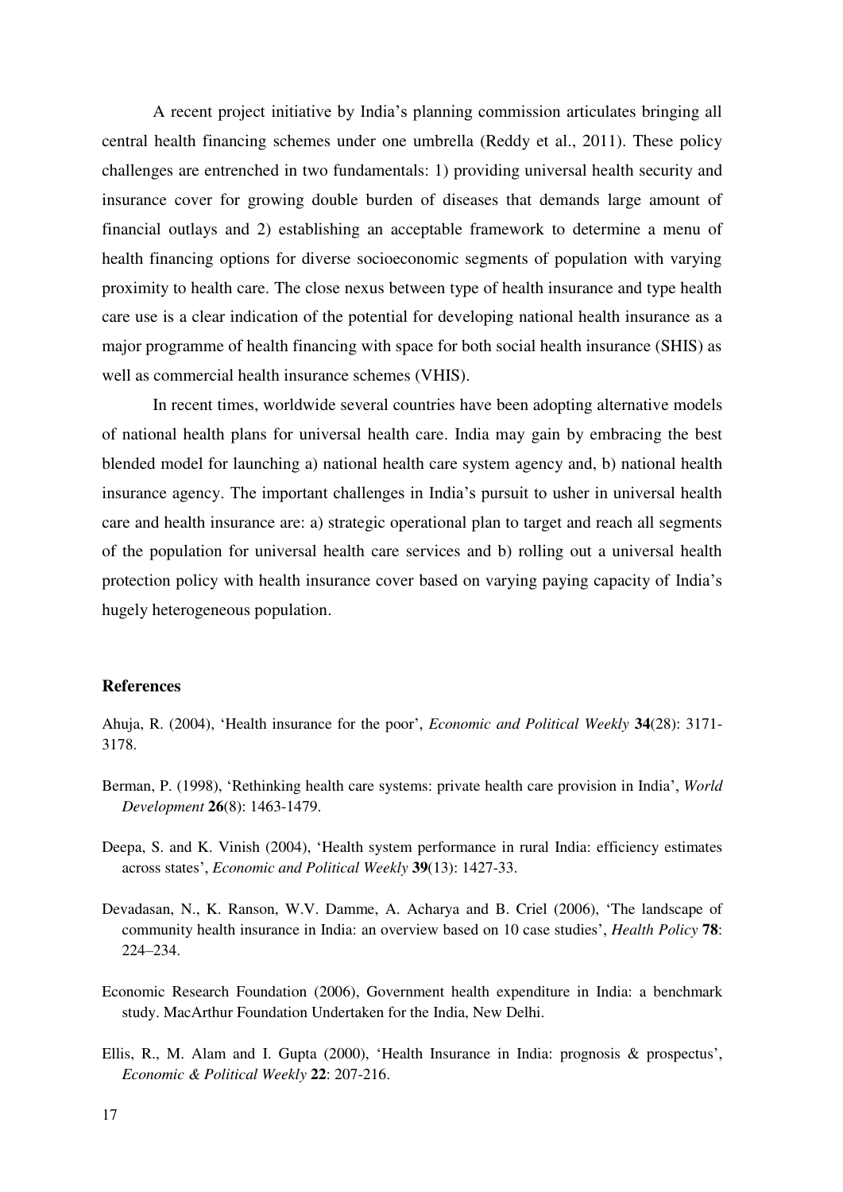A recent project initiative by India's planning commission articulates bringing all central health financing schemes under one umbrella (Reddy et al., 2011). These policy challenges are entrenched in two fundamentals: 1) providing universal health security and insurance cover for growing double burden of diseases that demands large amount of financial outlays and 2) establishing an acceptable framework to determine a menu of health financing options for diverse socioeconomic segments of population with varying proximity to health care. The close nexus between type of health insurance and type health care use is a clear indication of the potential for developing national health insurance as a major programme of health financing with space for both social health insurance (SHIS) as well as commercial health insurance schemes (VHIS).

In recent times, worldwide several countries have been adopting alternative models of national health plans for universal health care. India may gain by embracing the best blended model for launching a) national health care system agency and, b) national health insurance agency. The important challenges in India's pursuit to usher in universal health care and health insurance are: a) strategic operational plan to target and reach all segments of the population for universal health care services and b) rolling out a universal health protection policy with health insurance cover based on varying paying capacity of India's hugely heterogeneous population.

## References

Ahuja, R. (2004), 'Health insurance for the poor', *Economic and Political Weekly* **34**(28): 3171-3178.

Berman, P. (1998), 'Rethinking health care systems: private health care provision in India', *World Development* **26**(8): 1463-1479.

Deepa, S. and K. Vinish (2004), 'Health system performance in rural India: efficiency estimates across states', *Economic and Political Weekly* **39**(13): 1427-33.

Devadasan, N., K. Ranson, W.V. Damme, A. Acharya and B. Criel (2006), 'The landscape of community health insurance in India: an overview based on 10 case studies', *Health Policy* **78**: 224–234.

Economic Research Foundation (2006), Government health expenditure in India: a benchmark study. MacArthur Foundation Undertaken for the India, New Delhi.

Ellis, R., M. Alam and I. Gupta (2000), 'Health Insurance in India: prognosis & prospectus', *Economic & Political Weekly* **22**: 207-216.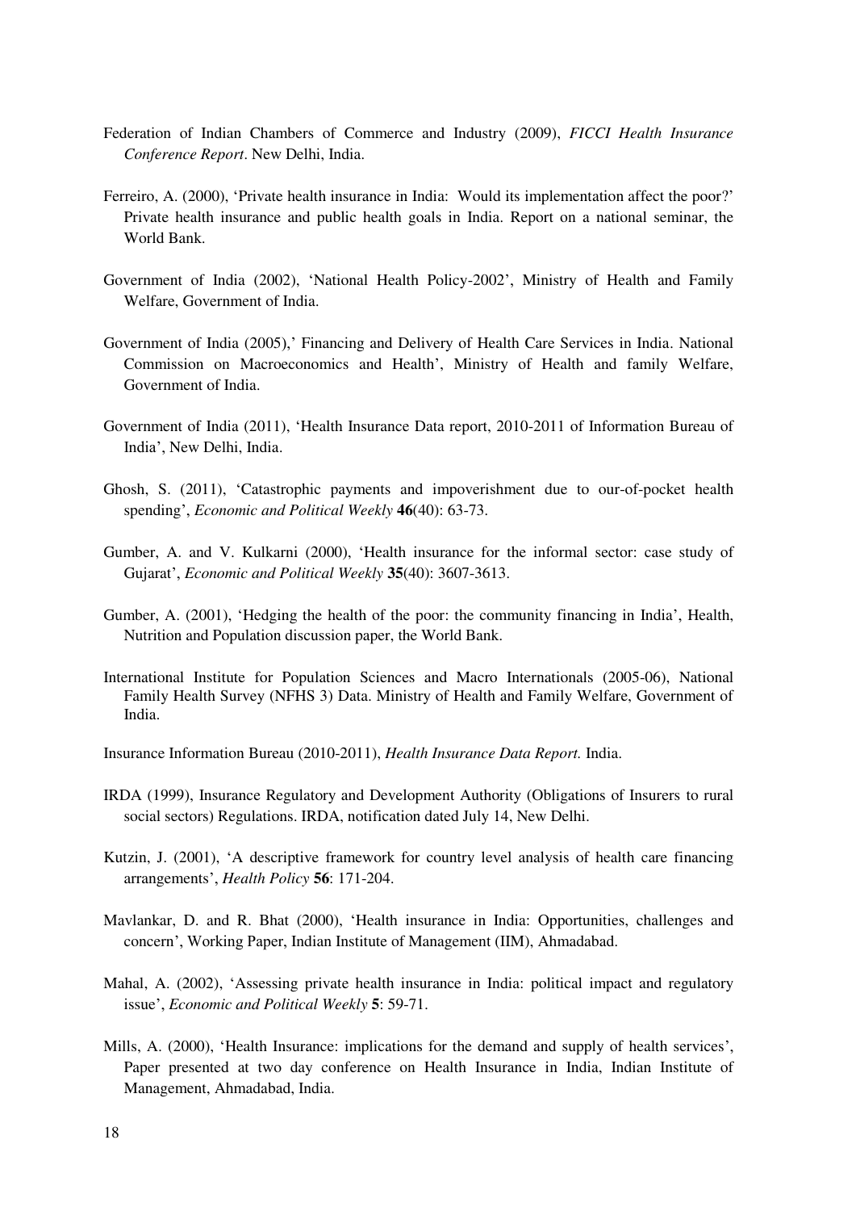Federation of Indian Chambers of Commerce and Industry (2009), *FICCI Health Insurance Conference Report*. New Delhi, India.

Ferreiro, A. (2000), 'Private health insurance in India: Would its implementation affect the poor?' Private health insurance and public health goals in India. Report on a national seminar, the World Bank.

Government of India (2002), 'National Health Policy-2002', Ministry of Health and Family Welfare, Government of India.

Government of India (2005),' Financing and Delivery of Health Care Services in India. National Commission on Macroeconomics and Health', Ministry of Health and family Welfare, Government of India.

Government of India (2011), 'Health Insurance Data report, 2010-2011 of Information Bureau of India', New Delhi, India.

Ghosh, S. (2011), 'Catastrophic payments and impoverishment due to our-of-pocket health spending', *Economic and Political Weekly* **46**(40): 63-73.

Gumber, A. and V. Kulkarni (2000), 'Health insurance for the informal sector: case study of Gujarat', *Economic and Political Weekly* **35**(40): 3607-3613.

Gumber, A. (2001), 'Hedging the health of the poor: the community financing in India', Health, Nutrition and Population discussion paper, the World Bank.

International Institute for Population Sciences and Macro Internationals (2005-06), National Family Health Survey (NFHS 3) Data. Ministry of Health and Family Welfare, Government of India.

Insurance Information Bureau (2010-2011), *Health Insurance Data Report.* India.

IRDA (1999), Insurance Regulatory and Development Authority (Obligations of Insurers to rural social sectors) Regulations. IRDA, notification dated July 14, New Delhi.

Kutzin, J. (2001), 'A descriptive framework for country level analysis of health care financing arrangements', *Health Policy* **56**: 171-204.

Mavlankar, D. and R. Bhat (2000), 'Health insurance in India: Opportunities, challenges and concern', Working Paper, Indian Institute of Management (IIM), Ahmadabad.

Mahal, A. (2002), 'Assessing private health insurance in India: political impact and regulatory issue', *Economic and Political Weekly* **5**: 59-71.

Mills, A. (2000), 'Health Insurance: implications for the demand and supply of health services', Paper presented at two day conference on Health Insurance in India, Indian Institute of Management, Ahmadabad, India.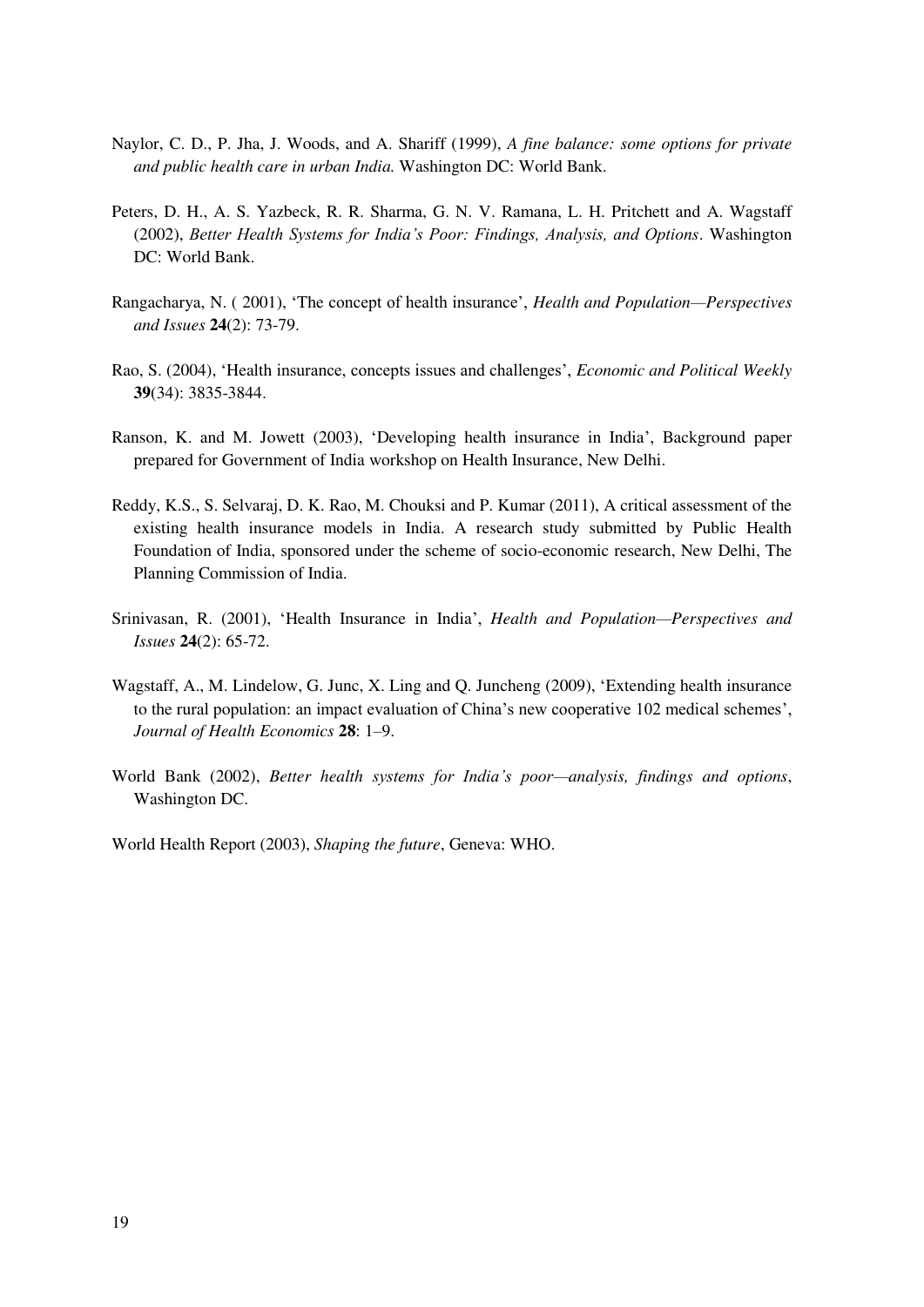Naylor, C. D., P. Jha, J. Woods, and A. Shariff (1999), *A fine balance: some options for private and public health care in urban India.* Washington DC: World Bank.

Peters, D. H., A. S. Yazbeck, R. R. Sharma, G. N. V. Ramana, L. H. Pritchett and A. Wagstaff (2002), *Better Health Systems for India's Poor: Findings, Analysis, and Options*. Washington DC: World Bank.

Rangacharya, N. ( 2001), 'The concept of health insurance', *Health and Population—Perspectives and Issues* **24**(2): 73-79.

Rao, S. (2004), 'Health insurance, concepts issues and challenges', *Economic and Political Weekly* **39**(34): 3835-3844.

Ranson, K. and M. Jowett (2003), 'Developing health insurance in India', Background paper prepared for Government of India workshop on Health Insurance, New Delhi.

Reddy, K.S., S. Selvaraj, D. K. Rao, M. Chouksi and P. Kumar (2011), A critical assessment of the existing health insurance models in India. A research study submitted by Public Health Foundation of India, sponsored under the scheme of socio-economic research, New Delhi, The Planning Commission of India.

Srinivasan, R. (2001), 'Health Insurance in India', *Health and Population—Perspectives and Issues* **24**(2): 65-72.

Wagstaff, A., M. Lindelow, G. Junc, X. Ling and Q. Juncheng (2009), 'Extending health insurance to the rural population: an impact evaluation of China's new cooperative 102 medical schemes', *Journal of Health Economics* **28**: 1–9.

World Bank (2002), *Better health systems for India's poor—analysis, findings and options*, Washington DC.

World Health Report (2003), *Shaping the future*, Geneva: WHO.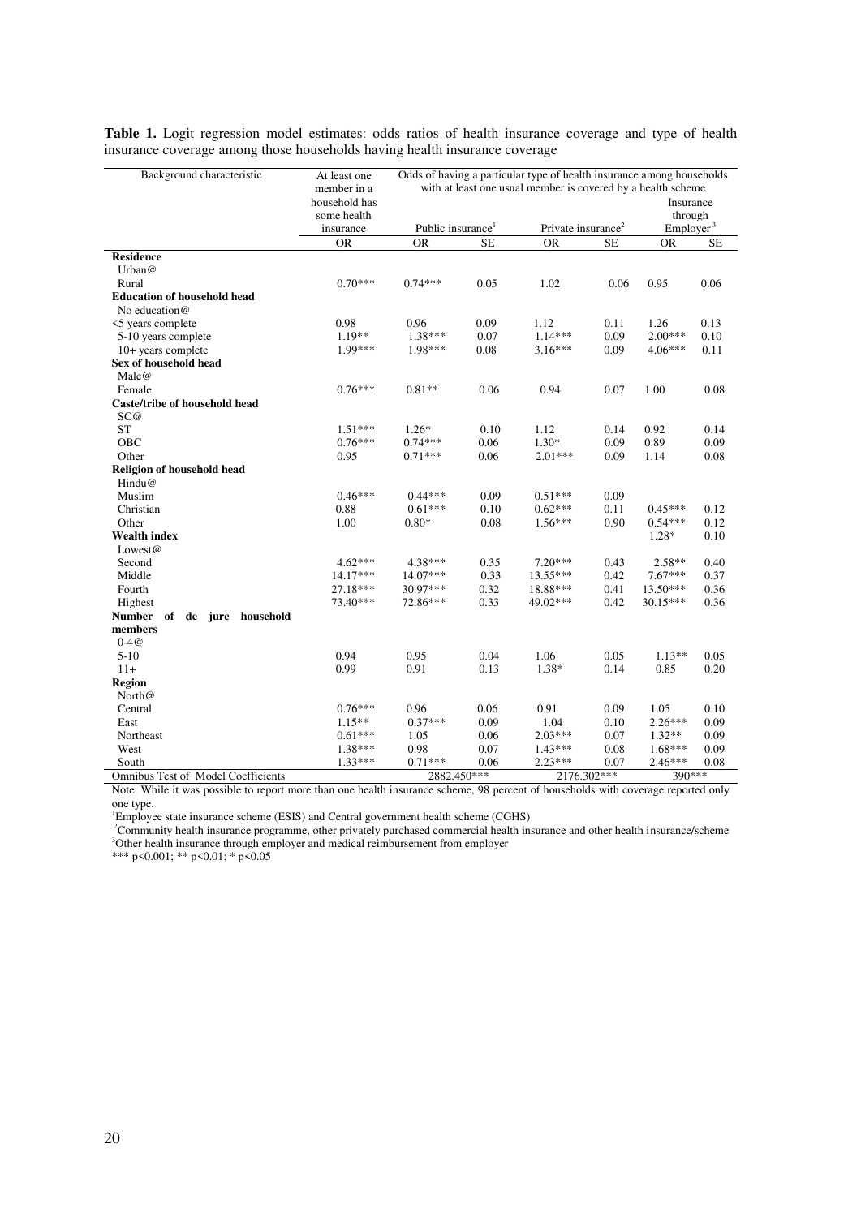**Table 1.** Logit regression model estimates: odds ratios of health insurance coverage and type of health insurance coverage among those households having health insurance coverage

| Background characteristic | At least one member in a household has some health insurance | Odds of having a particular type of health insurance among households with at least one usual member is covered by a health scheme | | | | | |
|---|---|---|---|---|---|---|---|
| | | Public insurance[1] | | Private insurance[2] | | Insurance through Employer[3] | |
| | OR | OR | SE | OR | SE | OR | SE |
| **Residence** | | | | | | | |
| Urban@ | | | | | | | |
| Rural | 0.70*** | 0.74*** | 0.05 | 1.02 | 0.06 | 0.95 | 0.06 |
| **Education of household head** | | | | | | | |
| No education@ | | | | | | | |
| <5 years complete | 0.98 | 0.96 | 0.09 | 1.12 | 0.11 | 1.26 | 0.13 |
| 5-10 years complete | 1.19** | 1.38*** | 0.07 | 1.14*** | 0.09 | 2.00*** | 0.10 |
| 10+ years complete | 1.99*** | 1.98*** | 0.08 | 3.16*** | 0.09 | 4.06*** | 0.11 |
| **Sex of household head** | | | | | | | |
| Male@ | | | | | | | |
| Female | 0.76*** | 0.81** | 0.06 | 0.94 | 0.07 | 1.00 | 0.08 |
| **Caste/tribe of household head** | | | | | | | |
| SC@ | | | | | | | |
| ST | 1.51*** | 1.26* | 0.10 | 1.12 | 0.14 | 0.92 | 0.14 |
| OBC | 0.76*** | 0.74*** | 0.06 | 1.30* | 0.09 | 0.89 | 0.09 |
| Other | 0.95 | 0.71*** | 0.06 | 2.01*** | 0.09 | 1.14 | 0.08 |
| **Religion of household head** | | | | | | | |
| Hindu@ | | | | | | | |
| Muslim | 0.46*** | 0.44*** | 0.09 | 0.51*** | 0.09 | | |
| Christian | 0.88 | 0.61*** | 0.10 | 0.62*** | 0.11 | 0.45*** | 0.12 |
| Other | 1.00 | 0.80* | 0.08 | 1.56*** | 0.90 | 0.54*** | 0.12 |
| **Wealth index** | | | | | | 1.28* | 0.10 |
| Lowest@ | | | | | | | |
| Second | 4.62*** | 4.38*** | 0.35 | 7.20*** | 0.43 | 2.58** | 0.40 |
| Middle | 14.17*** | 14.07*** | 0.33 | 13.55*** | 0.42 | 7.67*** | 0.37 |
| Fourth | 27.18*** | 30.97*** | 0.32 | 18.88*** | 0.41 | 13.50*** | 0.36 |
| Highest | 73.40*** | 72.86*** | 0.33 | 49.02*** | 0.42 | 30.15*** | 0.36 |
| **Number of de jure household members** | | | | | | | |
| 0-4@ | | | | | | | |
| 5-10 | 0.94 | 0.95 | 0.04 | 1.06 | 0.05 | 1.13** | 0.05 |
| 11+ | 0.99 | 0.91 | 0.13 | 1.38* | 0.14 | 0.85 | 0.20 |
| **Region** | | | | | | | |
| North@ | | | | | | | |
| Central | 0.76*** | 0.96 | 0.06 | 0.91 | 0.09 | 1.05 | 0.10 |
| East | 1.15** | 0.37*** | 0.09 | 1.04 | 0.10 | 2.26*** | 0.09 |
| Northeast | 0.61*** | 1.05 | 0.06 | 2.03*** | 0.07 | 1.32** | 0.09 |
| West | 1.38*** | 0.98 | 0.07 | 1.43*** | 0.08 | 1.68*** | 0.09 |
| South | 1.33*** | 0.71*** | 0.06 | 2.23*** | 0.07 | 2.46*** | 0.08 |
| Omnibus Test of Model Coefficients | | 2882.450*** | | 2176.302*** | | 390*** | |

Note: While it was possible to report more than one health insurance scheme, 98 percent of households with coverage reported only one type.

[1]Employee state insurance scheme (ESIS) and Central government health scheme (CGHS)

[2]Community health insurance programme, other privately purchased commercial health insurance and other health insurance/scheme

[3]Other health insurance through employer and medical reimbursement from employer

*** $p<0.001$; ** $p<0.01$; * $p<0.05$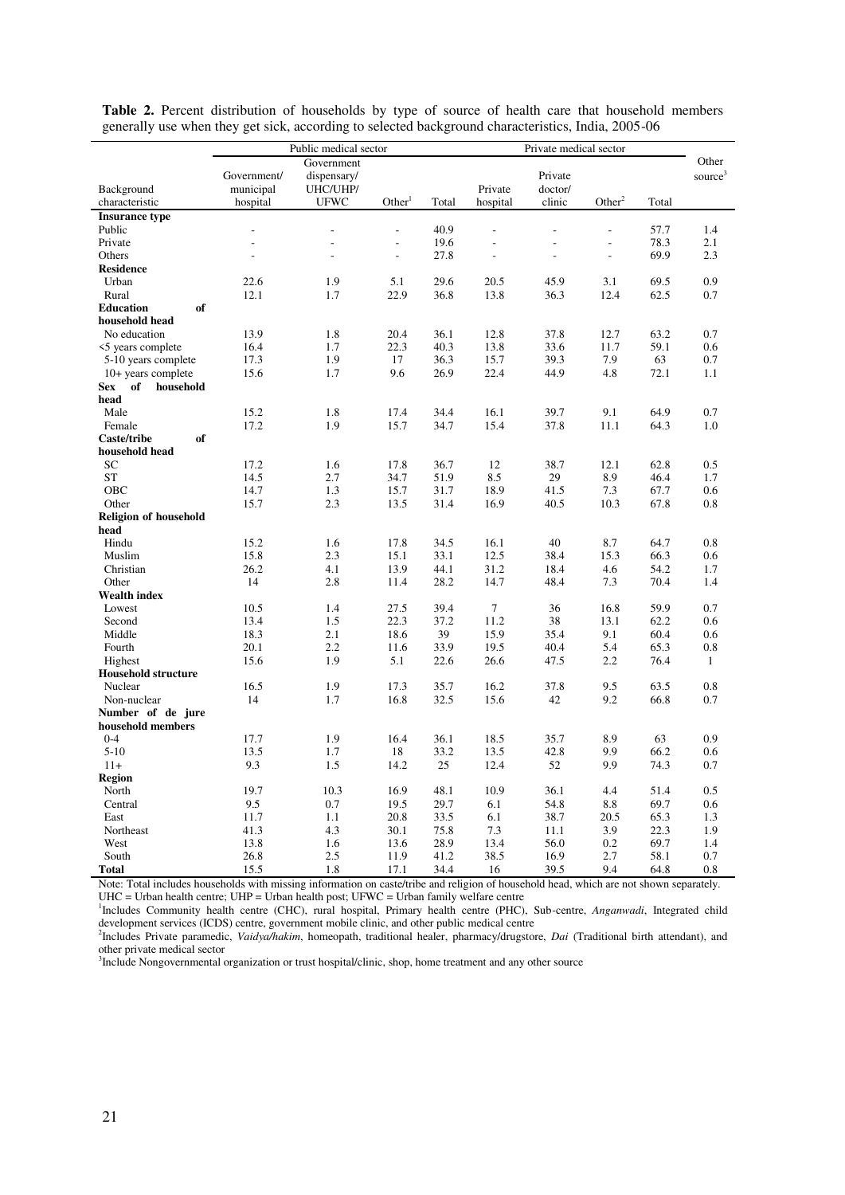**Table 2.** Percent distribution of households by type of source of health care that household members generally use when they get sick, according to selected background characteristics, India, 2005-06

| Background characteristic | Public medical sector | | | | Private medical sector | | | | Other source[3] |
|---|---|---|---|---|---|---|---|---|---|
| | Government/ municipal hospital | Government dispensary/ UHC/UHP/ UFWC | Other[1] | Total | Private hospital | Private doctor/ clinic | Other[2] | Total | |
| **Insurance type** | | | | | | | | | |
| Public | - | - | - | 40.9 | - | - | - | 57.7 | 1.4 |
| Private | - | - | - | 19.6 | - | - | - | 78.3 | 2.1 |
| Others | - | - | - | 27.8 | - | - | - | 69.9 | 2.3 |
| **Residence** | | | | | | | | | |
| Urban | 22.6 | 1.9 | 5.1 | 29.6 | 20.5 | 45.9 | 3.1 | 69.5 | 0.9 |
| Rural | 12.1 | 1.7 | 22.9 | 36.8 | 13.8 | 36.3 | 12.4 | 62.5 | 0.7 |
| **Education of household head** | | | | | | | | | |
| No education | 13.9 | 1.8 | 20.4 | 36.1 | 12.8 | 37.8 | 12.7 | 63.2 | 0.7 |
| <5 years complete | 16.4 | 1.7 | 22.3 | 40.3 | 13.8 | 33.6 | 11.7 | 59.1 | 0.6 |
| 5-10 years complete | 17.3 | 1.9 | 17 | 36.3 | 15.7 | 39.3 | 7.9 | 63 | 0.7 |
| 10+ years complete | 15.6 | 1.7 | 9.6 | 26.9 | 22.4 | 44.9 | 4.8 | 72.1 | 1.1 |
| **Sex of household head** | | | | | | | | | |
| Male | 15.2 | 1.8 | 17.4 | 34.4 | 16.1 | 39.7 | 9.1 | 64.9 | 0.7 |
| Female | 17.2 | 1.9 | 15.7 | 34.7 | 15.4 | 37.8 | 11.1 | 64.3 | 1.0 |
| **Caste/tribe of household head** | | | | | | | | | |
| SC | 17.2 | 1.6 | 17.8 | 36.7 | 12 | 38.7 | 12.1 | 62.8 | 0.5 |
| ST | 14.5 | 2.7 | 34.7 | 51.9 | 8.5 | 29 | 8.9 | 46.4 | 1.7 |
| OBC | 14.7 | 1.3 | 15.7 | 31.7 | 18.9 | 41.5 | 7.3 | 67.7 | 0.6 |
| Other | 15.7 | 2.3 | 13.5 | 31.4 | 16.9 | 40.5 | 10.3 | 67.8 | 0.8 |
| **Religion of household head** | | | | | | | | | |
| Hindu | 15.2 | 1.6 | 17.8 | 34.5 | 16.1 | 40 | 8.7 | 64.7 | 0.8 |
| Muslim | 15.8 | 2.3 | 15.1 | 33.1 | 12.5 | 38.4 | 15.3 | 66.3 | 0.6 |
| Christian | 26.2 | 4.1 | 13.9 | 44.1 | 31.2 | 18.4 | 4.6 | 54.2 | 1.7 |
| Other | 14 | 2.8 | 11.4 | 28.2 | 14.7 | 48.4 | 7.3 | 70.4 | 1.4 |
| **Wealth index** | | | | | | | | | |
| Lowest | 10.5 | 1.4 | 27.5 | 39.4 | 7 | 36 | 16.8 | 59.9 | 0.7 |
| Second | 13.4 | 1.5 | 22.3 | 37.2 | 11.2 | 38 | 13.1 | 62.2 | 0.6 |
| Middle | 18.3 | 2.1 | 18.6 | 39 | 15.9 | 35.4 | 9.1 | 60.4 | 0.6 |
| Fourth | 20.1 | 2.2 | 11.6 | 33.9 | 19.5 | 40.4 | 5.4 | 65.3 | 0.8 |
| Highest | 15.6 | 1.9 | 5.1 | 22.6 | 26.6 | 47.5 | 2.2 | 76.4 | 1 |
| **Household structure** | | | | | | | | | |
| Nuclear | 16.5 | 1.9 | 17.3 | 35.7 | 16.2 | 37.8 | 9.5 | 63.5 | 0.8 |
| Non-nuclear | 14 | 1.7 | 16.8 | 32.5 | 15.6 | 42 | 9.2 | 66.8 | 0.7 |
| **Number of de jure household members** | | | | | | | | | |
| 0-4 | 17.7 | 1.9 | 16.4 | 36.1 | 18.5 | 35.7 | 8.9 | 63 | 0.9 |
| 5-10 | 13.5 | 1.7 | 18 | 33.2 | 13.5 | 42.8 | 9.9 | 66.2 | 0.6 |
| 11+ | 9.3 | 1.5 | 14.2 | 25 | 12.4 | 52 | 9.9 | 74.3 | 0.7 |
| **Region** | | | | | | | | | |
| North | 19.7 | 10.3 | 16.9 | 48.1 | 10.9 | 36.1 | 4.4 | 51.4 | 0.5 |
| Central | 9.5 | 0.7 | 19.5 | 29.7 | 6.1 | 54.8 | 8.8 | 69.7 | 0.6 |
| East | 11.7 | 1.1 | 20.8 | 33.5 | 6.1 | 38.7 | 20.5 | 65.3 | 1.3 |
| Northeast | 41.3 | 4.3 | 30.1 | 75.8 | 7.3 | 11.1 | 3.9 | 22.3 | 1.9 |
| West | 13.8 | 1.6 | 13.6 | 28.9 | 13.4 | 56.0 | 0.2 | 69.7 | 1.4 |
| South | 26.8 | 2.5 | 11.9 | 41.2 | 38.5 | 16.9 | 2.7 | 58.1 | 0.7 |
| **Total** | 15.5 | 1.8 | 17.1 | 34.4 | 16 | 39.5 | 9.4 | 64.8 | 0.8 |

Note: Total includes households with missing information on caste/tribe and religion of household head, which are not shown separately.
UHC = Urban health centre; UHP = Urban health post; UFWC = Urban family welfare centre

[1]Includes Community health centre (CHC), rural hospital, Primary health centre (PHC), Sub-centre, *Anganwadi*, Integrated child development services (ICDS) centre, government mobile clinic, and other public medical centre

[2]Includes Private paramedic, *Vaidya/hakim*, homeopath, traditional healer, pharmacy/drugstore, *Dai* (Traditional birth attendant), and other private medical sector

[3]Include Nongovernmental organization or trust hospital/clinic, shop, home treatment and any other source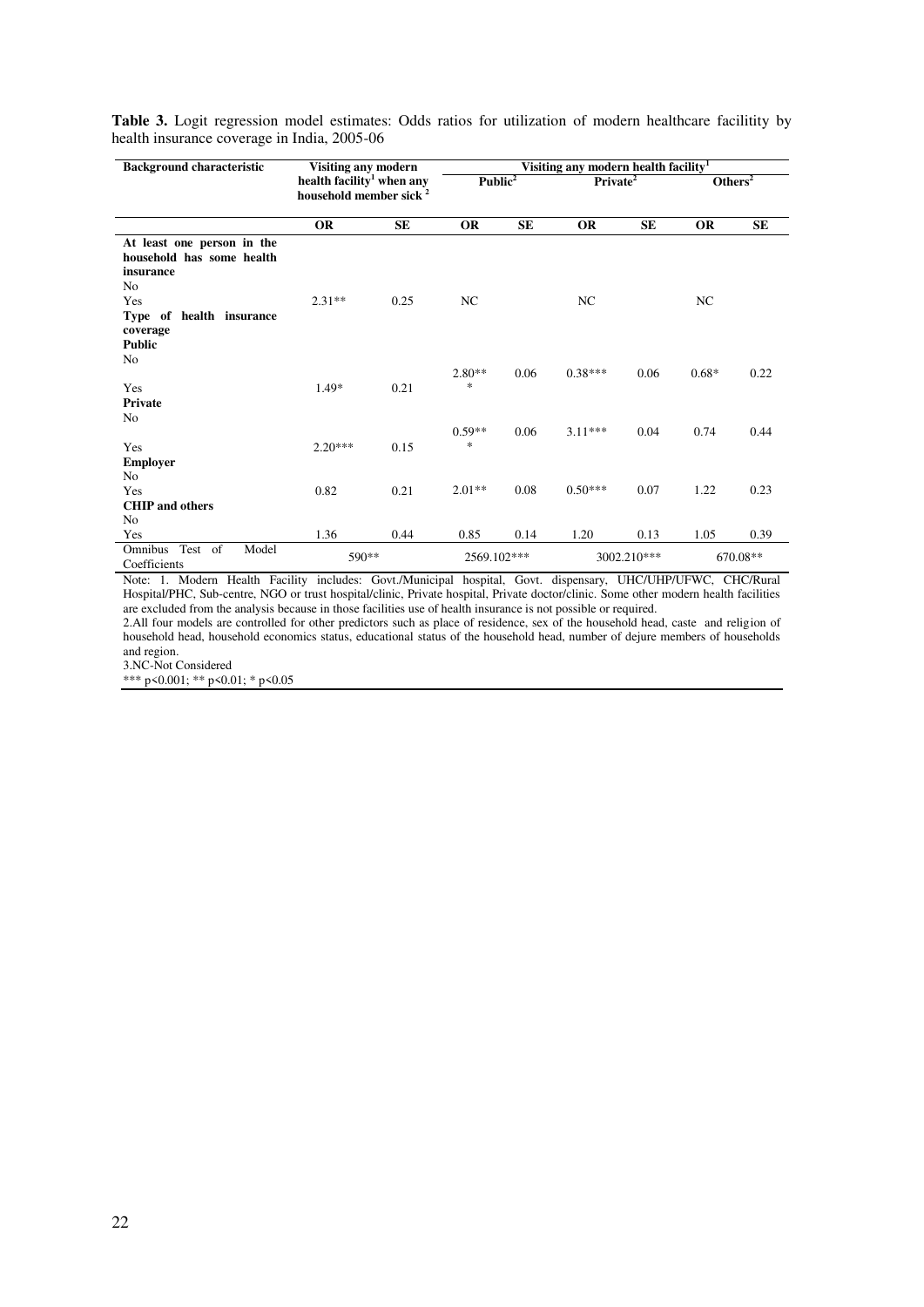**Table 3.** Logit regression model estimates: Odds ratios for utilization of modern healthcare facilitity by health insurance coverage in India, 2005-06

| Background characteristic | Visiting any modern health facility[1] when any household member sick [2] | | Visiting any modern health facility[1] | | | | | |
|---|---|---|---|---|---|---|---|---|
| | | | Public[2] | | Private[2] | | Others[2] | |
| | OR | SE | OR | SE | OR | SE | OR | SE |
| **At least one person in the household has some health insurance** | | | | | | | | |
| No | | | | | | | | |
| Yes | 2.31** | 0.25 | NC | | NC | | NC | |
| **Type of health insurance coverage** | | | | | | | | |
| **Public** | | | | | | | | |
| No | | | | | | | | |
| Yes | 1.49* | 0.21 | 2.80*** | 0.06 | 0.38*** | 0.06 | 0.68* | 0.22 |
| **Private** | | | | | | | | |
| No | | | | | | | | |
| Yes | 2.20*** | 0.15 | 0.59*** | 0.06 | 3.11*** | 0.04 | 0.74 | 0.44 |
| **Employer** | | | | | | | | |
| No | | | | | | | | |
| Yes | 0.82 | 0.21 | 2.01** | 0.08 | 0.50*** | 0.07 | 1.22 | 0.23 |
| **CHIP and others** | | | | | | | | |
| No | | | | | | | | |
| Yes | 1.36 | 0.44 | 0.85 | 0.14 | 1.20 | 0.13 | 1.05 | 0.39 |
| Omnibus Test of Model Coefficients | 590** | | 2569.102*** | | 3002.210*** | | 670.08** | |

Note: 1. Modern Health Facility includes: Govt./Municipal hospital, Govt. dispensary, UHC/UHP/UFWC, CHC/Rural Hospital/PHC, Sub-centre, NGO or trust hospital/clinic, Private hospital, Private doctor/clinic. Some other modern health facilities are excluded from the analysis because in those facilities use of health insurance is not possible or required.

2.All four models are controlled for other predictors such as place of residence, sex of the household head, caste and religion of household head, household economics status, educational status of the household head, number of dejure members of households and region.

3.NC-Not Considered

*** $p<0.001$; ** $p<0.01$; * $p<0.05$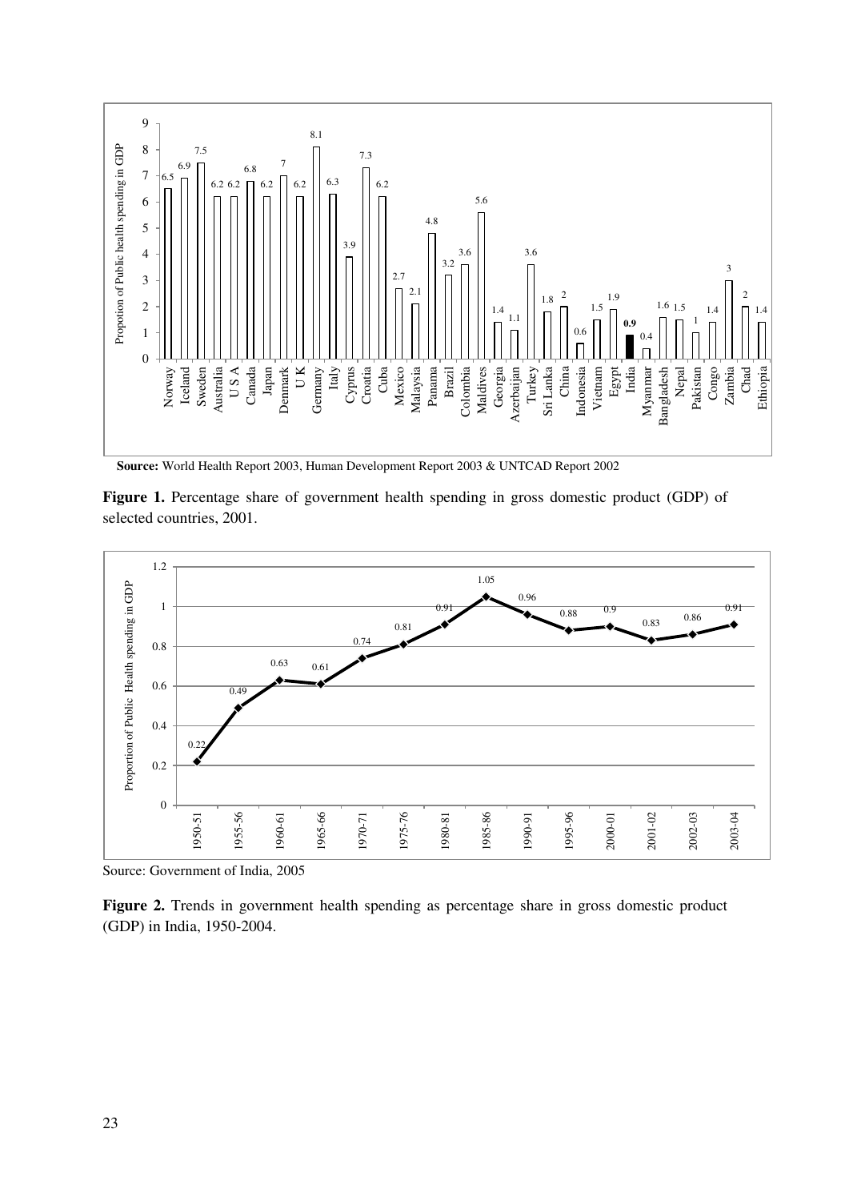**Source:** World Health Report 2003, Human Development Report 2003 & UNTCAD Report 2002

**Figure 1.** Percentage share of government health spending in gross domestic product (GDP) of selected countries, 2001.

Source: Government of India, 2005

**Figure 2.** Trends in government health spending as percentage share in gross domestic product (GDP) in India, 1950-2004.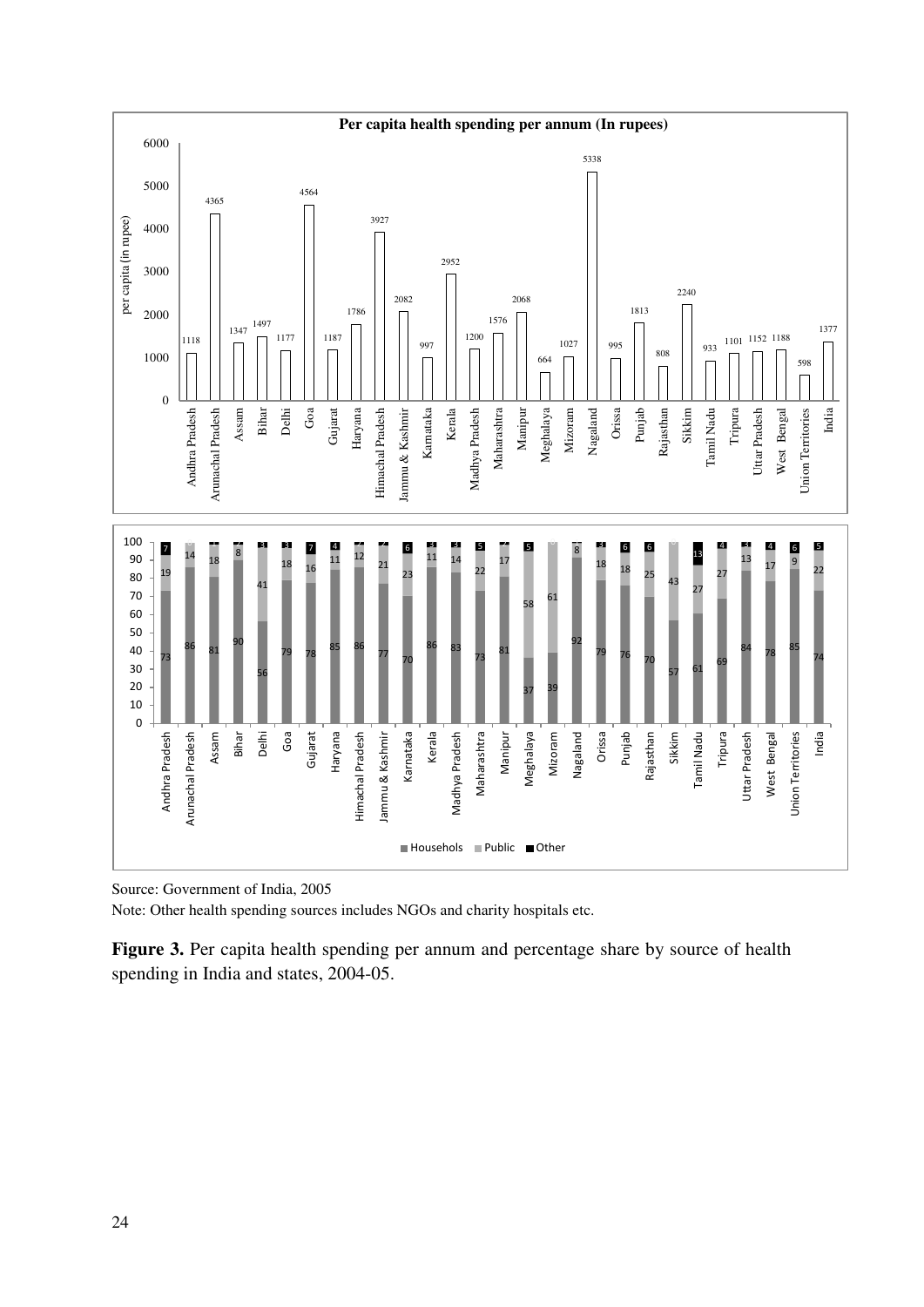**Per capita health spending per annum (In rupees)**

| State | Per capita (in rupee) |
|---|---|
| Andhra Pradesh | 1118 |
| Arunachal Pradesh | 4365 |
| Assam | 1347 |
| Bihar | 1497 |
| Delhi | 1177 |
| Goa | 4564 |
| Gujarat | 1187 |
| Haryana | 1786 |
| Himachal Pradesh | 3927 |
| Jammu & Kashmir | 2082 |
| Karnataka | 997 |
| Kerala | 2952 |
| Madhya Pradesh | 1200 |
| Maharashtra | 1576 |
| Manipur | 2068 |
| Meghalaya | 664 |
| Mizoram | 1027 |
| Nagaland | 5338 |
| Orissa | 995 |
| Punjab | 1813 |
| Rajasthan | 808 |
| Sikkim | 2240 |
| Tamil Nadu | 933 |
| Tripura | 1101 |
| Uttar Pradesh | 1152 |
| West Bengal | 1188 |
| Union Territories | 598 |
| India | 1377 |

| State | Househols | Public | Other |
|---|---|---|---|
| Andhra Pradesh | 73 | 19 | 7 |
| Arunachal Pradesh | 86 | 14 | |
| Assam | 81 | 18 | 1 |
| Bihar | 90 | 8 | 2 |
| Delhi | 56 | 41 | 3 |
| Goa | 79 | 18 | 3 |
| Gujarat | 78 | 16 | 7 |
| Haryana | 85 | 11 | 4 |
| Himachal Pradesh | 86 | 12 | 2 |
| Jammu & Kashmir | 77 | 21 | 2 |
| Karnataka | 70 | 23 | 6 |
| Kerala | 86 | 11 | 3 |
| Madhya Pradesh | 83 | 14 | 3 |
| Maharashtra | 73 | 22 | 5 |
| Manipur | 81 | 17 | 2 |
| Meghalaya | 37 | 58 | 5 |
| Mizoram | 39 | 61 | |
| Nagaland | 92 | 8 | |
| Orissa | 79 | 18 | 3 |
| Punjab | 76 | 18 | 6 |
| Rajasthan | 70 | 25 | 6 |
| Sikkim | 57 | 43 | |
| Tamil Nadu | 61 | 27 | 13 |
| Tripura | 69 | 27 | 4 |
| Uttar Pradesh | 84 | 13 | 3 |
| West Bengal | 78 | 17 | 4 |
| Union Territories | 85 | 9 | 6 |
| India | 74 | 22 | 5 |

Source: Government of India, 2005

Note: Other health spending sources includes NGOs and charity hospitals etc.

**Figure 3.** Per capita health spending per annum and percentage share by source of health spending in India and states, 2004-05.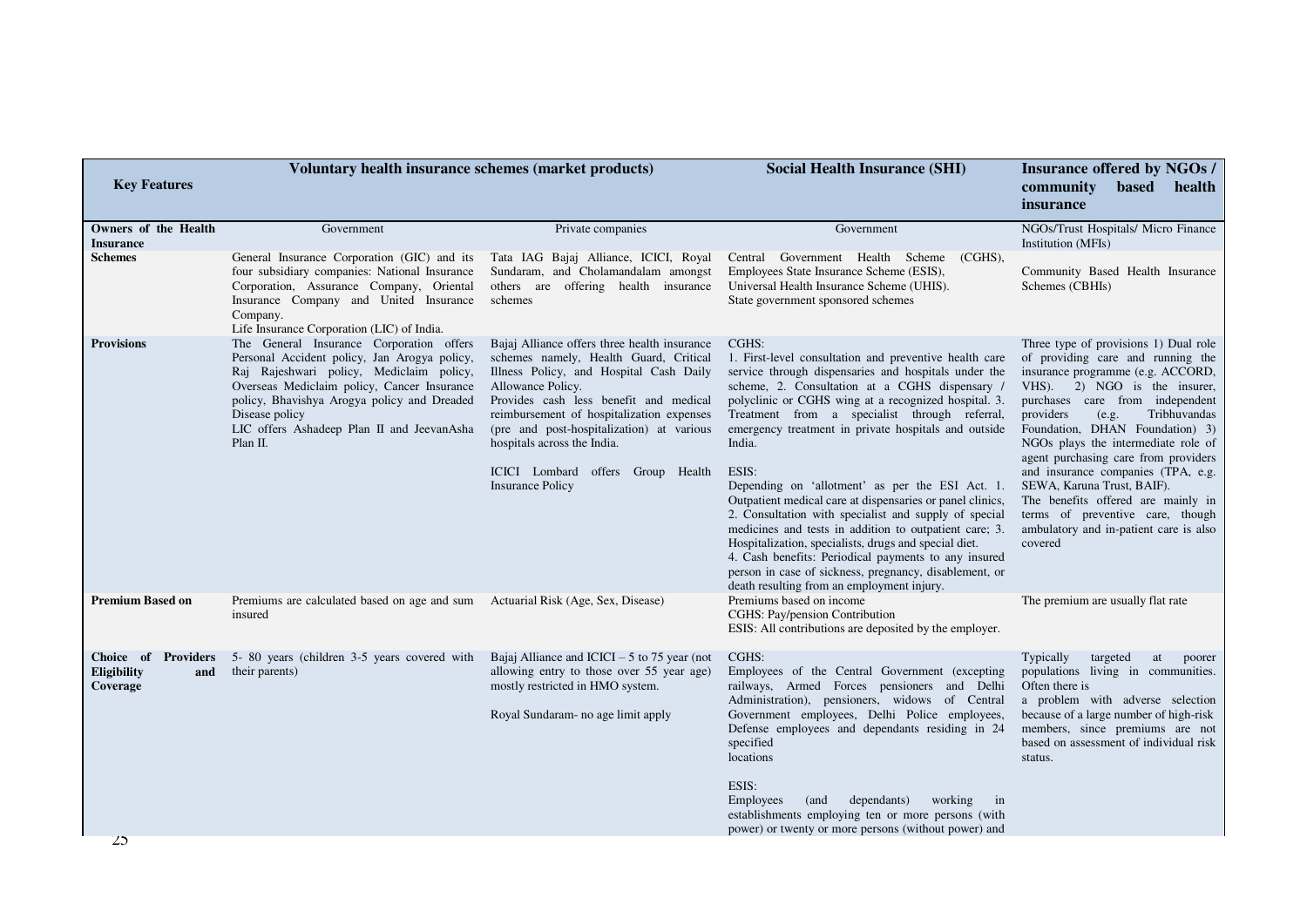| Key Features | Voluntary health insurance schemes (market products) | | Social Health Insurance (SHI) | Insurance offered by NGOs / community based health insurance |
|---|---|---|---|---|
| **Owners of the Health Insurance** | Government | Private companies | Government | NGOs/Trust Hospitals/ Micro Finance Institution (MFIs) |
| **Schemes** | General Insurance Corporation (GIC) and its four subsidiary companies: National Insurance Corporation, Assurance Company, Oriental Insurance Company and United Insurance Company.<br>Life Insurance Corporation (LIC) of India. | Tata IAG Bajaj Alliance, ICICI, Royal Sundaram, and Cholamandalam amongst others are offering health insurance schemes | Central Government Health Scheme (CGHS), Employees State Insurance Scheme (ESIS), Universal Health Insurance Scheme (UHIS). State government sponsored schemes | Community Based Health Insurance Schemes (CBHIs) |
| **Provisions** | The General Insurance Corporation offers Personal Accident policy, Jan Arogya policy, Raj Rajeshwari policy, Mediclaim policy, Overseas Mediclaim policy, Cancer Insurance policy, Bhavishya Arogya policy and Dreaded Disease policy<br>LIC offers Ashadeep Plan II and JeevanAsha Plan II. | Bajaj Alliance offers three health insurance schemes namely, Health Guard, Critical Illness Policy, and Hospital Cash Daily Allowance Policy.<br>Provides cash less benefit and medical reimbursement of hospitalization expenses (pre and post-hospitalization) at various hospitals across the India.<br><br>ICICI Lombard offers Group Health Insurance Policy | CGHS:<br>1. First-level consultation and preventive health care service through dispensaries and hospitals under the scheme, 2. Consultation at a CGHS dispensary / polyclinic or CGHS wing at a recognized hospital. 3. Treatment from a specialist through referral, emergency treatment in private hospitals and outside India.<br><br>ESIS:<br>Depending on 'allotment' as per the ESI Act. 1. Outpatient medical care at dispensaries or panel clinics, 2. Consultation with specialist and supply of special medicines and tests in addition to outpatient care; 3. Hospitalization, specialists, drugs and special diet.<br>4. Cash benefits: Periodical payments to any insured person in case of sickness, pregnancy, disablement, or death resulting from an employment injury. | Three type of provisions 1) Dual role of providing care and running the insurance programme (e.g. ACCORD, VHS). 2) NGO is the insurer, purchases care from independent providers (e.g. Tribhuvandas Foundation, DHAN Foundation) 3) NGOs plays the intermediate role of agent purchasing care from providers and insurance companies (TPA, e.g. SEWA, Karuna Trust, BAIF).<br>The benefits offered are mainly in terms of preventive care, though ambulatory and in-patient care is also covered |
| **Premium Based on** | Premiums are calculated based on age and sum insured | Actuarial Risk (Age, Sex, Disease) | Premiums based on income<br>CGHS: Pay/pension Contribution<br>ESIS: All contributions are deposited by the employer. | The premium are usually flat rate |
| **Choice of Providers Eligibility and Coverage** | 5- 80 years (children 3-5 years covered with their parents) | Bajaj Alliance and ICICI – 5 to 75 year (not allowing entry to those over 55 year age) mostly restricted in HMO system.<br><br>Royal Sundaram- no age limit apply | CGHS:<br>Employees of the Central Government (excepting railways, Armed Forces pensioners and Delhi Administration), pensioners, widows of Central Government employees, Delhi Police employees, Defense employees and dependants residing in 24 specified locations<br><br>ESIS:<br>Employees (and dependants) working in establishments employing ten or more persons (with power) or twenty or more persons (without power) and | Typically targeted at poorer populations living in communities. Often there is a problem with adverse selection because of a large number of high-risk members, since premiums are not based on assessment of individual risk status. |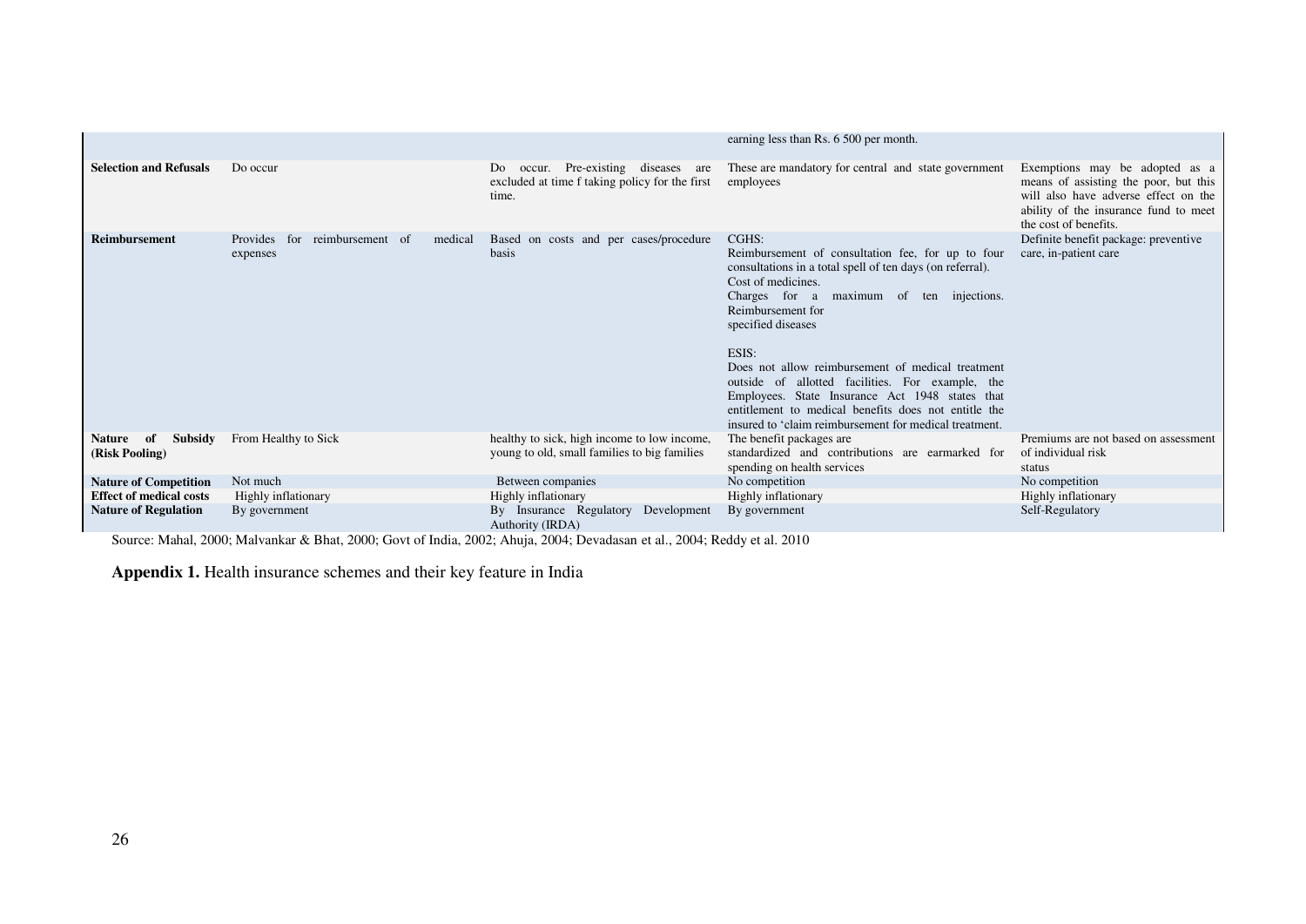| | | | | |
|---|---|---|---|---|
| | | | earning less than Rs. 6 500 per month. | |
| **Selection and Refusals** | Do occur | Do occur. Pre-existing diseases are excluded at time f taking policy for the first time. | These are mandatory for central and state government employees | Exemptions may be adopted as a means of assisting the poor, but this will also have adverse effect on the ability of the insurance fund to meet the cost of benefits. |
| **Reimbursement** | Provides for reimbursement of medical expenses | Based on costs and per cases/procedure basis | CGHS: Reimbursement of consultation fee, for up to four consultations in a total spell of ten days (on referral). Cost of medicines. Charges for a maximum of ten injections. Reimbursement for specified diseases<br><br>ESIS: Does not allow reimbursement of medical treatment outside of allotted facilities. For example, the Employees. State Insurance Act 1948 states that entitlement to medical benefits does not entitle the insured to 'claim reimbursement for medical treatment. | Definite benefit package: preventive care, in-patient care |
| **Nature of Subsidy (Risk Pooling)** | From Healthy to Sick | healthy to sick, high income to low income, young to old, small families to big families | The benefit packages are standardized and contributions are earmarked for spending on health services | Premiums are not based on assessment of individual risk status |
| **Nature of Competition** | Not much | Between companies | No competition | No competition |
| **Effect of medical costs** | Highly inflationary | Highly inflationary | Highly inflationary | Highly inflationary |
| **Nature of Regulation** | By government | By Insurance Regulatory Development Authority (IRDA) | By government | Self-Regulatory |

Source: Mahal, 2000; Malvankar & Bhat, 2000; Govt of India, 2002; Ahuja, 2004; Devadasan et al., 2004; Reddy et al. 2010

**Appendix 1.** Health insurance schemes and their key feature in India